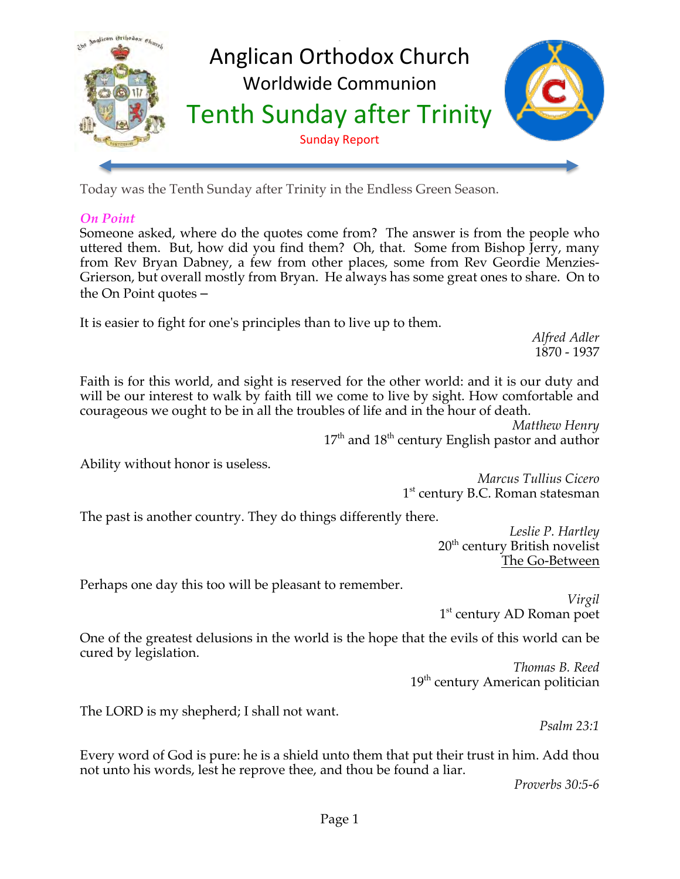# Anglican Orthodox Church

## Worldwide Communion

## Tenth Sunday after Trinity

Sunday Report

Today was the Tenth Sunday after Trinity in the Endless Green Season.

***On Point***

Someone asked, where do the quotes come from? The answer is from the people who uttered them. But, how did you find them? Oh, that. Some from Bishop Jerry, many from Rev Bryan Dabney, a few from other places, some from Rev Geordie Menzies-Grierson, but overall mostly from Bryan. He always has some great ones to share. On to the On Point quotes –

It is easier to fight for one's principles than to live up to them.

*Alfred Adler*
1870 - 1937

Faith is for this world, and sight is reserved for the other world: and it is our duty and will be our interest to walk by faith till we come to live by sight. How comfortable and courageous we ought to be in all the troubles of life and in the hour of death.

*Matthew Henry*
17th and 18th century English pastor and author

Ability without honor is useless.

*Marcus Tullius Cicero*
1st century B.C. Roman statesman

The past is another country. They do things differently there.

*Leslie P. Hartley*
20th century British novelist
The Go-Between

Perhaps one day this too will be pleasant to remember.

*Virgil*
1st century AD Roman poet

One of the greatest delusions in the world is the hope that the evils of this world can be cured by legislation.

*Thomas B. Reed*
19th century American politician

The LORD is my shepherd; I shall not want.

*Psalm 23:1*

Every word of God is pure: he is a shield unto them that put their trust in him. Add thou not unto his words, lest he reprove thee, and thou be found a liar.

*Proverbs 30:5-6*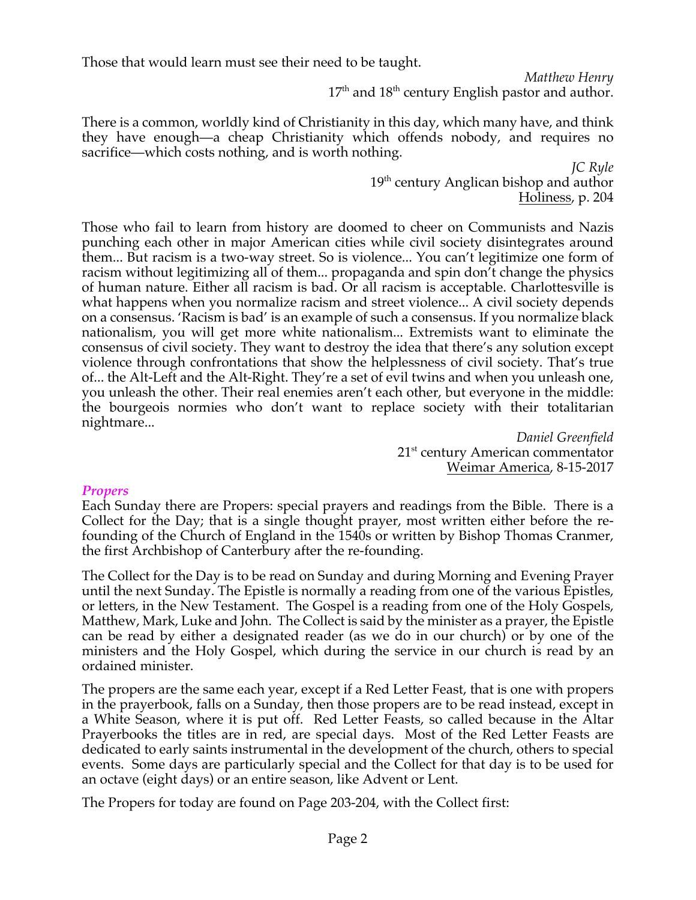Those that would learn must see their need to be taught.

*Matthew Henry*
17th and 18th century English pastor and author.

There is a common, worldly kind of Christianity in this day, which many have, and think they have enough—a cheap Christianity which offends nobody, and requires no sacrifice—which costs nothing, and is worth nothing.

*JC Ryle*
19th century Anglican bishop and author
Holiness, p. 204

Those who fail to learn from history are doomed to cheer on Communists and Nazis punching each other in major American cities while civil society disintegrates around them... But racism is a two-way street. So is violence... You can't legitimize one form of racism without legitimizing all of them... propaganda and spin don't change the physics of human nature. Either all racism is bad. Or all racism is acceptable. Charlottesville is what happens when you normalize racism and street violence... A civil society depends on a consensus. 'Racism is bad' is an example of such a consensus. If you normalize black nationalism, you will get more white nationalism... Extremists want to eliminate the consensus of civil society. They want to destroy the idea that there's any solution except violence through confrontations that show the helplessness of civil society. That's true of... the Alt-Left and the Alt-Right. They're a set of evil twins and when you unleash one, you unleash the other. Their real enemies aren't each other, but everyone in the middle: the bourgeois normies who don't want to replace society with their totalitarian nightmare...

*Daniel Greenfield*
21st century American commentator
Weimar America, 8-15-2017

### *Propers*

Each Sunday there are Propers: special prayers and readings from the Bible. There is a Collect for the Day; that is a single thought prayer, most written either before the re-founding of the Church of England in the 1540s or written by Bishop Thomas Cranmer, the first Archbishop of Canterbury after the re-founding.

The Collect for the Day is to be read on Sunday and during Morning and Evening Prayer until the next Sunday. The Epistle is normally a reading from one of the various Epistles, or letters, in the New Testament. The Gospel is a reading from one of the Holy Gospels, Matthew, Mark, Luke and John. The Collect is said by the minister as a prayer, the Epistle can be read by either a designated reader (as we do in our church) or by one of the ministers and the Holy Gospel, which during the service in our church is read by an ordained minister.

The propers are the same each year, except if a Red Letter Feast, that is one with propers in the prayerbook, falls on a Sunday, then those propers are to be read instead, except in a White Season, where it is put off. Red Letter Feasts, so called because in the Altar Prayerbooks the titles are in red, are special days. Most of the Red Letter Feasts are dedicated to early saints instrumental in the development of the church, others to special events. Some days are particularly special and the Collect for that day is to be used for an octave (eight days) or an entire season, like Advent or Lent.

The Propers for today are found on Page 203-204, with the Collect first: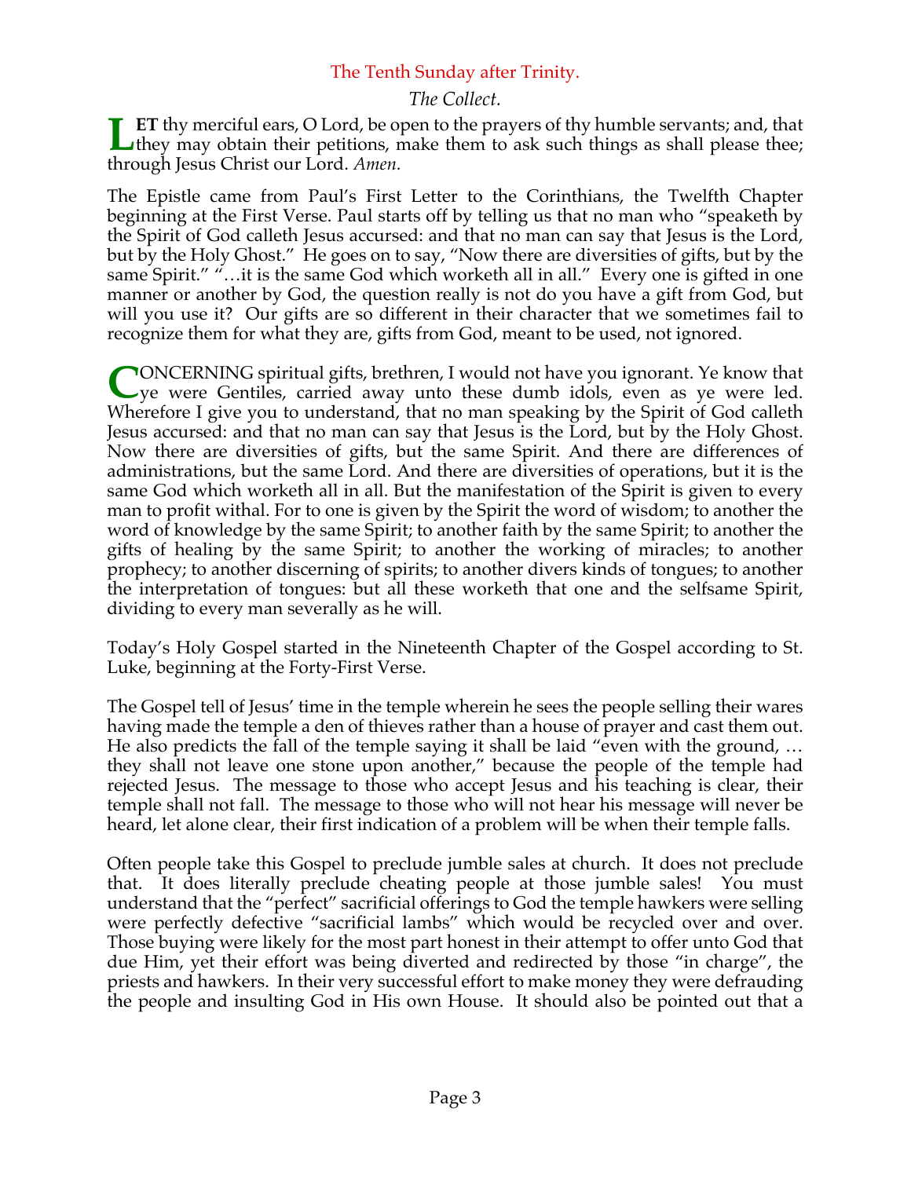## The Tenth Sunday after Trinity.

*The Collect.*

**LET** thy merciful ears, O Lord, be open to the prayers of thy humble servants; and, that they may obtain their petitions, make them to ask such things as shall please thee; through Jesus Christ our Lord. *Amen.*

The Epistle came from Paul's First Letter to the Corinthians, the Twelfth Chapter beginning at the First Verse. Paul starts off by telling us that no man who "speaketh by the Spirit of God calleth Jesus accursed: and that no man can say that Jesus is the Lord, but by the Holy Ghost." He goes on to say, "Now there are diversities of gifts, but by the same Spirit." "…it is the same God which worketh all in all." Every one is gifted in one manner or another by God, the question really is not do you have a gift from God, but will you use it? Our gifts are so different in their character that we sometimes fail to recognize them for what they are, gifts from God, meant to be used, not ignored.

CONCERNING spiritual gifts, brethren, I would not have you ignorant. Ye know that ye were Gentiles, carried away unto these dumb idols, even as ye were led. Wherefore I give you to understand, that no man speaking by the Spirit of God calleth Jesus accursed: and that no man can say that Jesus is the Lord, but by the Holy Ghost. Now there are diversities of gifts, but the same Spirit. And there are differences of administrations, but the same Lord. And there are diversities of operations, but it is the same God which worketh all in all. But the manifestation of the Spirit is given to every man to profit withal. For to one is given by the Spirit the word of wisdom; to another the word of knowledge by the same Spirit; to another faith by the same Spirit; to another the gifts of healing by the same Spirit; to another the working of miracles; to another prophecy; to another discerning of spirits; to another divers kinds of tongues; to another the interpretation of tongues: but all these worketh that one and the selfsame Spirit, dividing to every man severally as he will.

Today's Holy Gospel started in the Nineteenth Chapter of the Gospel according to St. Luke, beginning at the Forty-First Verse.

The Gospel tell of Jesus' time in the temple wherein he sees the people selling their wares having made the temple a den of thieves rather than a house of prayer and cast them out. He also predicts the fall of the temple saying it shall be laid "even with the ground, … they shall not leave one stone upon another," because the people of the temple had rejected Jesus. The message to those who accept Jesus and his teaching is clear, their temple shall not fall. The message to those who will not hear his message will never be heard, let alone clear, their first indication of a problem will be when their temple falls.

Often people take this Gospel to preclude jumble sales at church. It does not preclude that. It does literally preclude cheating people at those jumble sales! You must understand that the "perfect" sacrificial offerings to God the temple hawkers were selling were perfectly defective "sacrificial lambs" which would be recycled over and over. Those buying were likely for the most part honest in their attempt to offer unto God that due Him, yet their effort was being diverted and redirected by those "in charge", the priests and hawkers. In their very successful effort to make money they were defrauding the people and insulting God in His own House. It should also be pointed out that a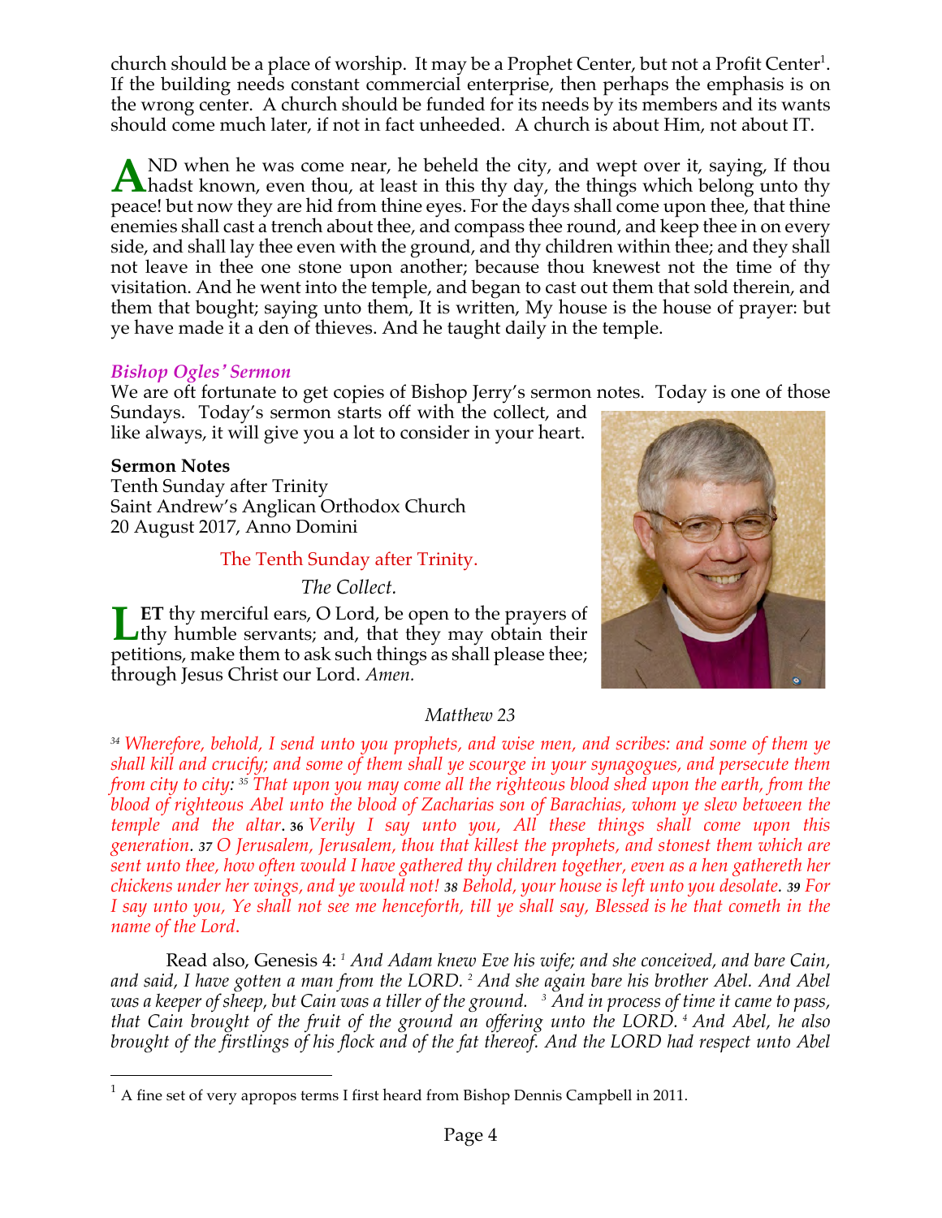church should be a place of worship. It may be a Prophet Center, but not a Profit Center[1]. If the building needs constant commercial enterprise, then perhaps the emphasis is on the wrong center. A church should be funded for its needs by its members and its wants should come much later, if not in fact unheeded. A church is about Him, not about IT.

AND when he was come near, he beheld the city, and wept over it, saying, If thou hadst known, even thou, at least in this thy day, the things which belong unto thy peace! but now they are hid from thine eyes. For the days shall come upon thee, that thine enemies shall cast a trench about thee, and compass thee round, and keep thee in on every side, and shall lay thee even with the ground, and thy children within thee; and they shall not leave in thee one stone upon another; because thou knewest not the time of thy visitation. And he went into the temple, and began to cast out them that sold therein, and them that bought; saying unto them, It is written, My house is the house of prayer: but ye have made it a den of thieves. And he taught daily in the temple.

### *Bishop Ogles' Sermon*

We are oft fortunate to get copies of Bishop Jerry's sermon notes. Today is one of those Sundays. Today's sermon starts off with the collect, and like always, it will give you a lot to consider in your heart.

**Sermon Notes**
Tenth Sunday after Trinity
Saint Andrew's Anglican Orthodox Church
20 August 2017, Anno Domini

The Tenth Sunday after Trinity.

*The Collect.*

LET thy merciful ears, O Lord, be open to the prayers of thy humble servants; and, that they may obtain their petitions, make them to ask such things as shall please thee; through Jesus Christ our Lord. *Amen.*

*Matthew 23*

*[34] Wherefore, behold, I send unto you prophets, and wise men, and scribes: and some of them ye shall kill and crucify; and some of them shall ye scourge in your synagogues, and persecute them from city to city: [35] That upon you may come all the righteous blood shed upon the earth, from the blood of righteous Abel unto the blood of Zacharias son of Barachias, whom ye slew between the temple and the altar. [36] Verily I say unto you, All these things shall come upon this generation. [37] O Jerusalem, Jerusalem, thou that killest the prophets, and stonest them which are sent unto thee, how often would I have gathered thy children together, even as a hen gathereth her chickens under her wings, and ye would not! [38] Behold, your house is left unto you desolate. [39] For I say unto you, Ye shall not see me henceforth, till ye shall say, Blessed is he that cometh in the name of the Lord.*

Read also, Genesis 4: *[1] And Adam knew Eve his wife; and she conceived, and bare Cain, and said, I have gotten a man from the LORD. [2] And she again bare his brother Abel. And Abel was a keeper of sheep, but Cain was a tiller of the ground. [3] And in process of time it came to pass, that Cain brought of the fruit of the ground an offering unto the LORD. [4] And Abel, he also brought of the firstlings of his flock and of the fat thereof. And the LORD had respect unto Abel*

---

[1] A fine set of very apropos terms I first heard from Bishop Dennis Campbell in 2011.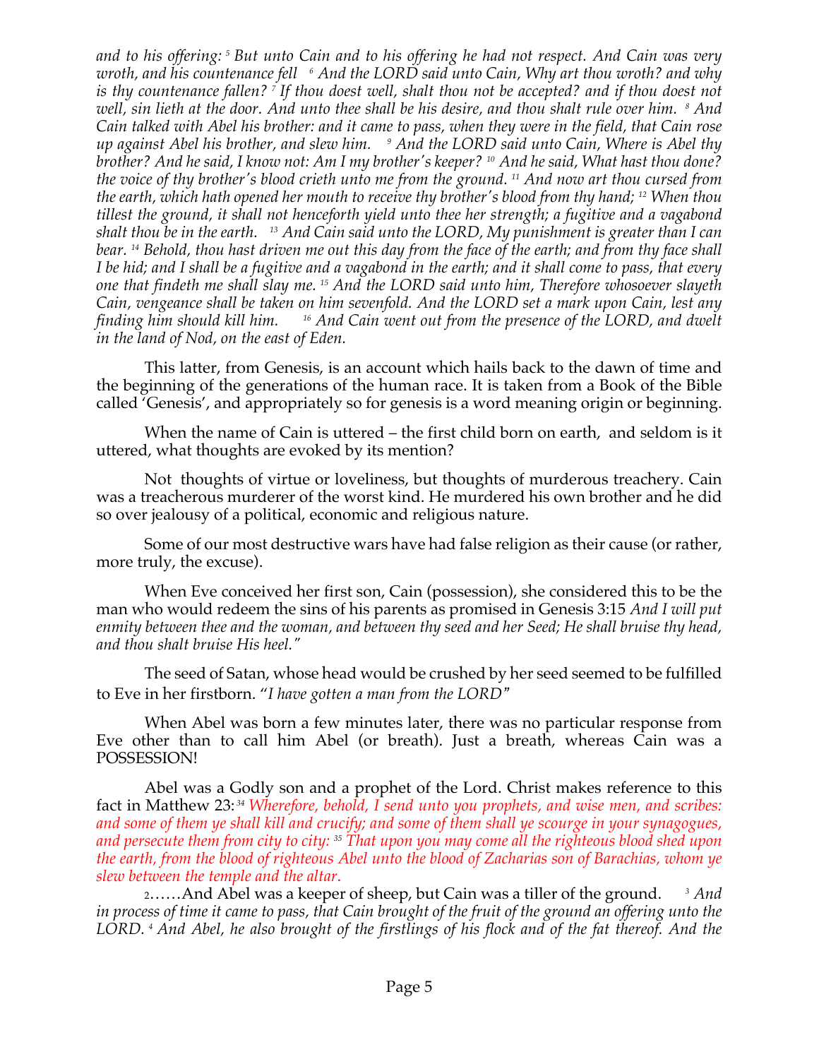*and to his offering: [5] But unto Cain and to his offering he had not respect. And Cain was very wroth, and his countenance fell [6] And the LORD said unto Cain, Why art thou wroth? and why is thy countenance fallen? [7] If thou doest well, shalt thou not be accepted? and if thou doest not well, sin lieth at the door. And unto thee shall be his desire, and thou shalt rule over him. [8] And Cain talked with Abel his brother: and it came to pass, when they were in the field, that Cain rose up against Abel his brother, and slew him. [9] And the LORD said unto Cain, Where is Abel thy brother? And he said, I know not: Am I my brother's keeper? [10] And he said, What hast thou done? the voice of thy brother's blood crieth unto me from the ground. [11] And now art thou cursed from the earth, which hath opened her mouth to receive thy brother's blood from thy hand; [12] When thou tillest the ground, it shall not henceforth yield unto thee her strength; a fugitive and a vagabond shalt thou be in the earth. [13] And Cain said unto the LORD, My punishment is greater than I can bear. [14] Behold, thou hast driven me out this day from the face of the earth; and from thy face shall I be hid; and I shall be a fugitive and a vagabond in the earth; and it shall come to pass, that every one that findeth me shall slay me. [15] And the LORD said unto him, Therefore whosoever slayeth Cain, vengeance shall be taken on him sevenfold. And the LORD set a mark upon Cain, lest any finding him should kill him. [16] And Cain went out from the presence of the LORD, and dwelt in the land of Nod, on the east of Eden.*

This latter, from Genesis, is an account which hails back to the dawn of time and the beginning of the generations of the human race. It is taken from a Book of the Bible called 'Genesis', and appropriately so for genesis is a word meaning origin or beginning.

When the name of Cain is uttered – the first child born on earth, and seldom is it uttered, what thoughts are evoked by its mention?

Not thoughts of virtue or loveliness, but thoughts of murderous treachery. Cain was a treacherous murderer of the worst kind. He murdered his own brother and he did so over jealousy of a political, economic and religious nature.

Some of our most destructive wars have had false religion as their cause (or rather, more truly, the excuse).

When Eve conceived her first son, Cain (possession), she considered this to be the man who would redeem the sins of his parents as promised in Genesis 3:15 *And I will put enmity between thee and the woman, and between thy seed and her Seed; He shall bruise thy head, and thou shalt bruise His heel."*

The seed of Satan, whose head would be crushed by her seed seemed to be fulfilled to Eve in her firstborn. "*I have gotten a man from the LORD*"

When Abel was born a few minutes later, there was no particular response from Eve other than to call him Abel (or breath). Just a breath, whereas Cain was a POSSESSION!

Abel was a Godly son and a prophet of the Lord. Christ makes reference to this fact in Matthew 23: [34] *Wherefore, behold, I send unto you prophets, and wise men, and scribes: and some of them ye shall kill and crucify; and some of them shall ye scourge in your synagogues, and persecute them from city to city: [35] That upon you may come all the righteous blood shed upon the earth, from the blood of righteous Abel unto the blood of Zacharias son of Barachias, whom ye slew between the temple and the altar.*

2……And Abel was a keeper of sheep, but Cain was a tiller of the ground. [3] *And in process of time it came to pass, that Cain brought of the fruit of the ground an offering unto the LORD. [4] And Abel, he also brought of the firstlings of his flock and of the fat thereof. And the*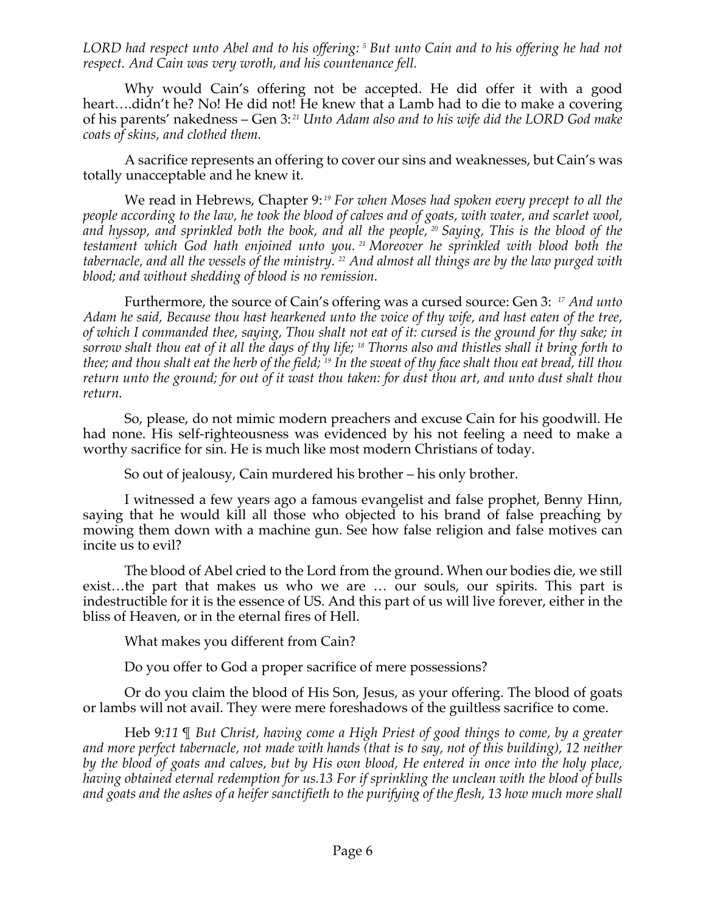*LORD had respect unto Abel and to his offering:* [5] *But unto Cain and to his offering he had not respect. And Cain was very wroth, and his countenance fell.*

Why would Cain's offering not be accepted. He did offer it with a good heart….didn't he? No! He did not! He knew that a Lamb had to die to make a covering of his parents' nakedness – Gen 3: [21] *Unto Adam also and to his wife did the LORD God make coats of skins, and clothed them.*

A sacrifice represents an offering to cover our sins and weaknesses, but Cain's was totally unacceptable and he knew it.

We read in Hebrews, Chapter 9: [19] *For when Moses had spoken every precept to all the people according to the law, he took the blood of calves and of goats, with water, and scarlet wool, and hyssop, and sprinkled both the book, and all the people,* [20] *Saying, This is the blood of the testament which God hath enjoined unto you.* [21] *Moreover he sprinkled with blood both the tabernacle, and all the vessels of the ministry.* [22] *And almost all things are by the law purged with blood; and without shedding of blood is no remission.*

Furthermore, the source of Cain's offering was a cursed source: Gen 3: [17] *And unto Adam he said, Because thou hast hearkened unto the voice of thy wife, and hast eaten of the tree, of which I commanded thee, saying, Thou shalt not eat of it: cursed is the ground for thy sake; in sorrow shalt thou eat of it all the days of thy life;* [18] *Thorns also and thistles shall it bring forth to thee; and thou shalt eat the herb of the field;* [19] *In the sweat of thy face shalt thou eat bread, till thou return unto the ground; for out of it wast thou taken: for dust thou art, and unto dust shalt thou return.*

So, please, do not mimic modern preachers and excuse Cain for his goodwill. He had none. His self-righteousness was evidenced by his not feeling a need to make a worthy sacrifice for sin. He is much like most modern Christians of today.

So out of jealousy, Cain murdered his brother – his only brother.

I witnessed a few years ago a famous evangelist and false prophet, Benny Hinn, saying that he would kill all those who objected to his brand of false preaching by mowing them down with a machine gun. See how false religion and false motives can incite us to evil?

The blood of Abel cried to the Lord from the ground. When our bodies die, we still exist…the part that makes us who we are … our souls, our spirits. This part is indestructible for it is the essence of US. And this part of us will live forever, either in the bliss of Heaven, or in the eternal fires of Hell.

What makes you different from Cain?

Do you offer to God a proper sacrifice of mere possessions?

Or do you claim the blood of His Son, Jesus, as your offering. The blood of goats or lambs will not avail. They were mere foreshadows of the guiltless sacrifice to come.

Heb 9*:11 ¶ But Christ, having come a High Priest of good things to come, by a greater and more perfect tabernacle, not made with hands (that is to say, not of this building), 12 neither by the blood of goats and calves, but by His own blood, He entered in once into the holy place, having obtained eternal redemption for us.13 For if sprinkling the unclean with the blood of bulls and goats and the ashes of a heifer sanctifieth to the purifying of the flesh, 13 how much more shall*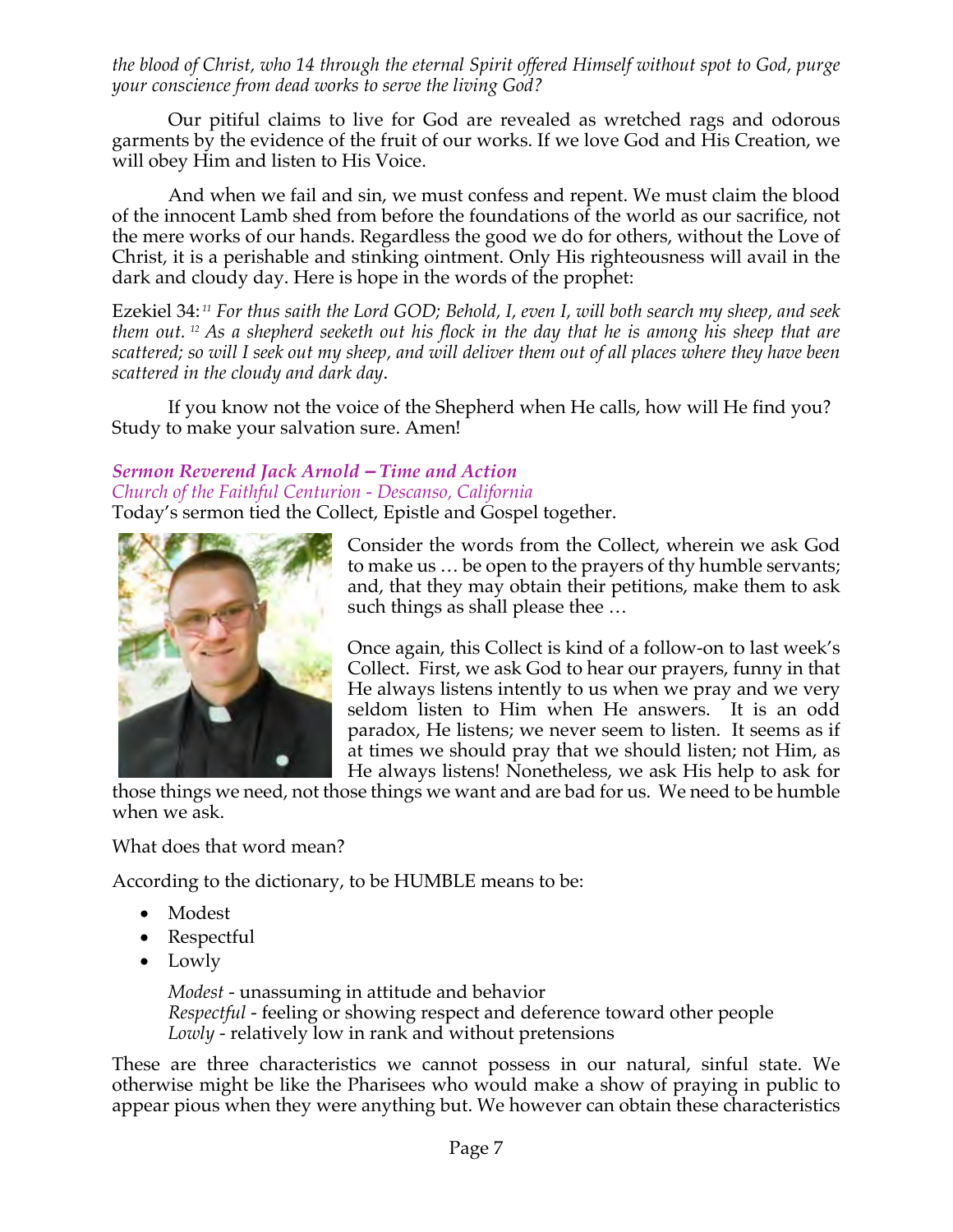*the blood of Christ, who 14 through the eternal Spirit offered Himself without spot to God, purge your conscience from dead works to serve the living God?*

Our pitiful claims to live for God are revealed as wretched rags and odorous garments by the evidence of the fruit of our works. If we love God and His Creation, we will obey Him and listen to His Voice.

And when we fail and sin, we must confess and repent. We must claim the blood of the innocent Lamb shed from before the foundations of the world as our sacrifice, not the mere works of our hands. Regardless the good we do for others, without the Love of Christ, it is a perishable and stinking ointment. Only His righteousness will avail in the dark and cloudy day. Here is hope in the words of the prophet:

Ezekiel 34: [11] *For thus saith the Lord GOD; Behold, I, even I, will both search my sheep, and seek them out.* [12] *As a shepherd seeketh out his flock in the day that he is among his sheep that are scattered; so will I seek out my sheep, and will deliver them out of all places where they have been scattered in the cloudy and dark day.*

If you know not the voice of the Shepherd when He calls, how will He find you? Study to make your salvation sure. Amen!

***Sermon Reverend Jack Arnold – Time and Action***
*Church of the Faithful Centurion - Descanso, California*

Today's sermon tied the Collect, Epistle and Gospel together.

Consider the words from the Collect, wherein we ask God to make us … be open to the prayers of thy humble servants; and, that they may obtain their petitions, make them to ask such things as shall please thee …

Once again, this Collect is kind of a follow-on to last week's Collect. First, we ask God to hear our prayers, funny in that He always listens intently to us when we pray and we very seldom listen to Him when He answers. It is an odd paradox, He listens; we never seem to listen. It seems as if at times we should pray that we should listen; not Him, as He always listens! Nonetheless, we ask His help to ask for those things we need, not those things we want and are bad for us. We need to be humble when we ask.

What does that word mean?

According to the dictionary, to be HUMBLE means to be:

- Modest
- Respectful
- Lowly

> *Modest* - unassuming in attitude and behavior
> *Respectful* - feeling or showing respect and deference toward other people
> *Lowly* - relatively low in rank and without pretensions

These are three characteristics we cannot possess in our natural, sinful state. We otherwise might be like the Pharisees who would make a show of praying in public to appear pious when they were anything but. We however can obtain these characteristics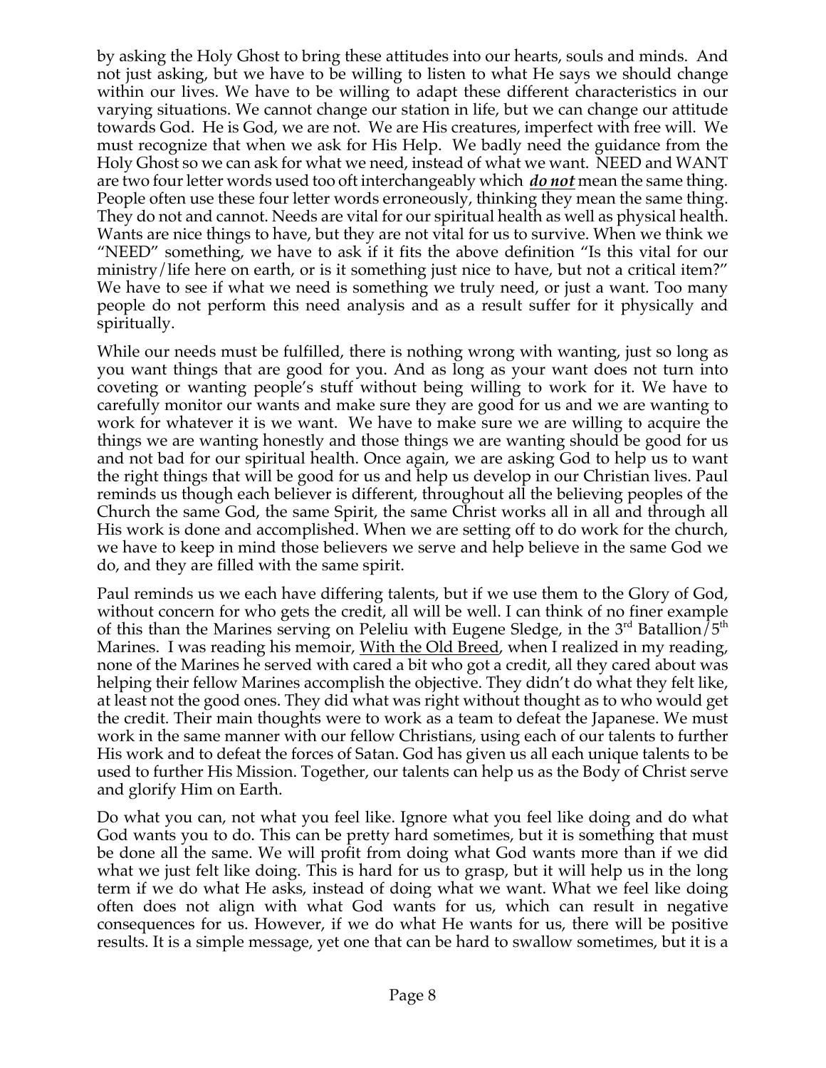by asking the Holy Ghost to bring these attitudes into our hearts, souls and minds. And not just asking, but we have to be willing to listen to what He says we should change within our lives. We have to be willing to adapt these different characteristics in our varying situations. We cannot change our station in life, but we can change our attitude towards God. He is God, we are not. We are His creatures, imperfect with free will. We must recognize that when we ask for His Help. We badly need the guidance from the Holy Ghost so we can ask for what we need, instead of what we want. NEED and WANT are two four letter words used too oft interchangeably which ***do not*** mean the same thing. People often use these four letter words erroneously, thinking they mean the same thing. They do not and cannot. Needs are vital for our spiritual health as well as physical health. Wants are nice things to have, but they are not vital for us to survive. When we think we "NEED" something, we have to ask if it fits the above definition "Is this vital for our ministry/life here on earth, or is it something just nice to have, but not a critical item?" We have to see if what we need is something we truly need, or just a want. Too many people do not perform this need analysis and as a result suffer for it physically and spiritually.

While our needs must be fulfilled, there is nothing wrong with wanting, just so long as you want things that are good for you. And as long as your want does not turn into coveting or wanting people's stuff without being willing to work for it. We have to carefully monitor our wants and make sure they are good for us and we are wanting to work for whatever it is we want. We have to make sure we are willing to acquire the things we are wanting honestly and those things we are wanting should be good for us and not bad for our spiritual health. Once again, we are asking God to help us to want the right things that will be good for us and help us develop in our Christian lives. Paul reminds us though each believer is different, throughout all the believing peoples of the Church the same God, the same Spirit, the same Christ works all in all and through all His work is done and accomplished. When we are setting off to do work for the church, we have to keep in mind those believers we serve and help believe in the same God we do, and they are filled with the same spirit.

Paul reminds us we each have differing talents, but if we use them to the Glory of God, without concern for who gets the credit, all will be well. I can think of no finer example of this than the Marines serving on Peleliu with Eugene Sledge, in the 3rd Batallion/5th Marines. I was reading his memoir, With the Old Breed, when I realized in my reading, none of the Marines he served with cared a bit who got a credit, all they cared about was helping their fellow Marines accomplish the objective. They didn't do what they felt like, at least not the good ones. They did what was right without thought as to who would get the credit. Their main thoughts were to work as a team to defeat the Japanese. We must work in the same manner with our fellow Christians, using each of our talents to further His work and to defeat the forces of Satan. God has given us all each unique talents to be used to further His Mission. Together, our talents can help us as the Body of Christ serve and glorify Him on Earth.

Do what you can, not what you feel like. Ignore what you feel like doing and do what God wants you to do. This can be pretty hard sometimes, but it is something that must be done all the same. We will profit from doing what God wants more than if we did what we just felt like doing. This is hard for us to grasp, but it will help us in the long term if we do what He asks, instead of doing what we want. What we feel like doing often does not align with what God wants for us, which can result in negative consequences for us. However, if we do what He wants for us, there will be positive results. It is a simple message, yet one that can be hard to swallow sometimes, but it is a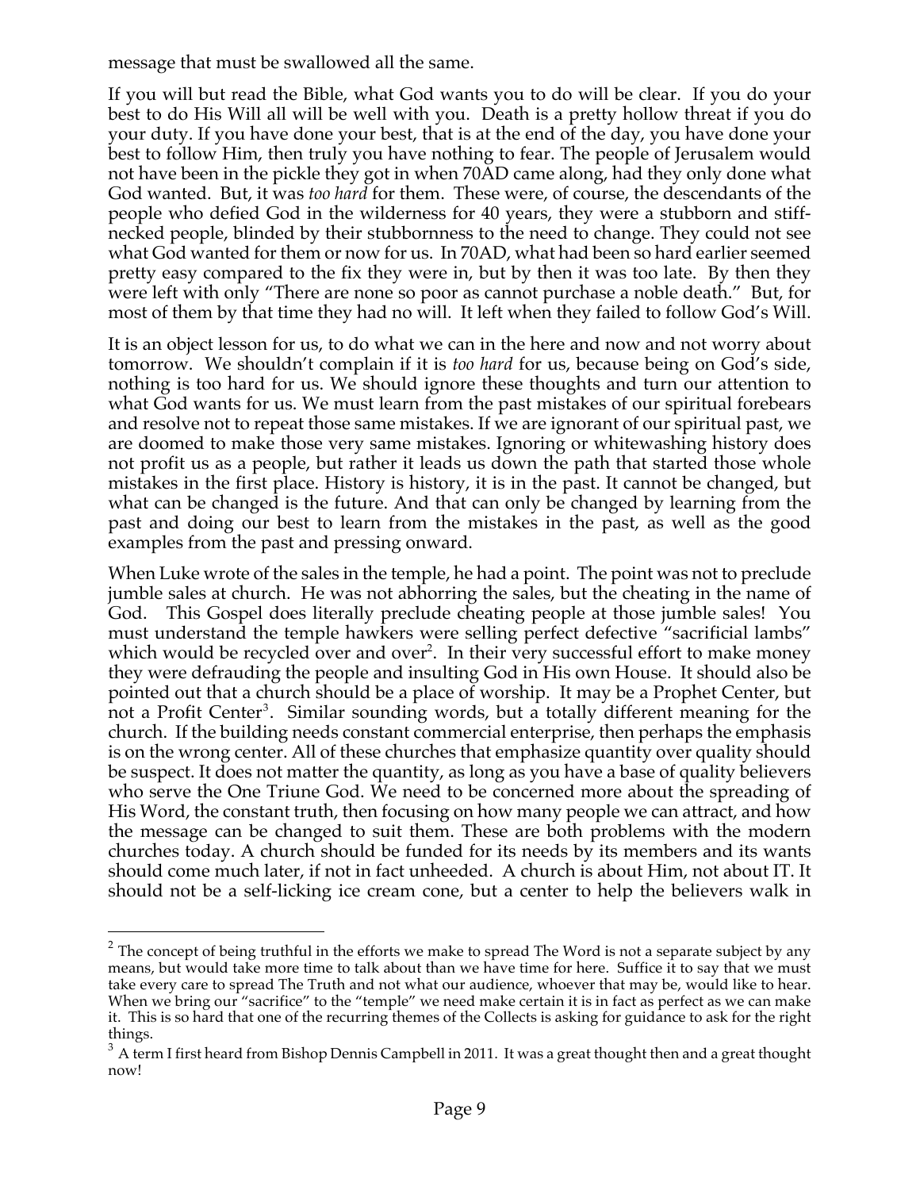message that must be swallowed all the same.

If you will but read the Bible, what God wants you to do will be clear. If you do your best to do His Will all will be well with you. Death is a pretty hollow threat if you do your duty. If you have done your best, that is at the end of the day, you have done your best to follow Him, then truly you have nothing to fear. The people of Jerusalem would not have been in the pickle they got in when 70AD came along, had they only done what God wanted. But, it was *too hard* for them. These were, of course, the descendants of the people who defied God in the wilderness for 40 years, they were a stubborn and stiff-necked people, blinded by their stubbornness to the need to change. They could not see what God wanted for them or now for us. In 70AD, what had been so hard earlier seemed pretty easy compared to the fix they were in, but by then it was too late. By then they were left with only "There are none so poor as cannot purchase a noble death." But, for most of them by that time they had no will. It left when they failed to follow God's Will.

It is an object lesson for us, to do what we can in the here and now and not worry about tomorrow. We shouldn't complain if it is *too hard* for us, because being on God's side, nothing is too hard for us. We should ignore these thoughts and turn our attention to what God wants for us. We must learn from the past mistakes of our spiritual forebears and resolve not to repeat those same mistakes. If we are ignorant of our spiritual past, we are doomed to make those very same mistakes. Ignoring or whitewashing history does not profit us as a people, but rather it leads us down the path that started those whole mistakes in the first place. History is history, it is in the past. It cannot be changed, but what can be changed is the future. And that can only be changed by learning from the past and doing our best to learn from the mistakes in the past, as well as the good examples from the past and pressing onward.

When Luke wrote of the sales in the temple, he had a point. The point was not to preclude jumble sales at church. He was not abhorring the sales, but the cheating in the name of God. This Gospel does literally preclude cheating people at those jumble sales! You must understand the temple hawkers were selling perfect defective "sacrificial lambs" which would be recycled over and over[2]. In their very successful effort to make money they were defrauding the people and insulting God in His own House. It should also be pointed out that a church should be a place of worship. It may be a Prophet Center, but not a Profit Center[3]. Similar sounding words, but a totally different meaning for the church. If the building needs constant commercial enterprise, then perhaps the emphasis is on the wrong center. All of these churches that emphasize quantity over quality should be suspect. It does not matter the quantity, as long as you have a base of quality believers who serve the One Triune God. We need to be concerned more about the spreading of His Word, the constant truth, then focusing on how many people we can attract, and how the message can be changed to suit them. These are both problems with the modern churches today. A church should be funded for its needs by its members and its wants should come much later, if not in fact unheeded. A church is about Him, not about IT. It should not be a self-licking ice cream cone, but a center to help the believers walk in

---

[2] The concept of being truthful in the efforts we make to spread The Word is not a separate subject by any means, but would take more time to talk about than we have time for here. Suffice it to say that we must take every care to spread The Truth and not what our audience, whoever that may be, would like to hear. When we bring our "sacrifice" to the "temple" we need make certain it is in fact as perfect as we can make it. This is so hard that one of the recurring themes of the Collects is asking for guidance to ask for the right things.

[3] A term I first heard from Bishop Dennis Campbell in 2011. It was a great thought then and a great thought now!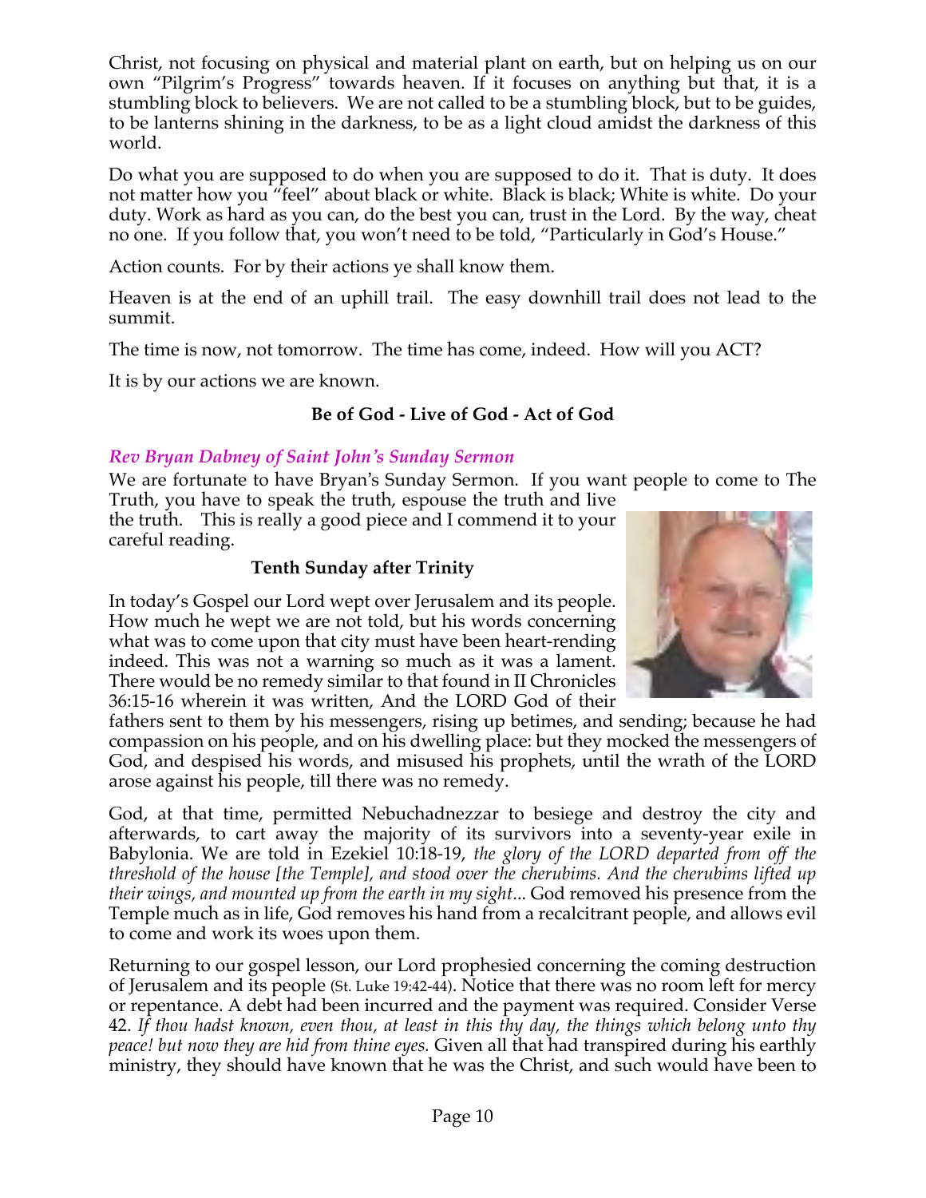Christ, not focusing on physical and material plant on earth, but on helping us on our own "Pilgrim's Progress" towards heaven. If it focuses on anything but that, it is a stumbling block to believers. We are not called to be a stumbling block, but to be guides, to be lanterns shining in the darkness, to be as a light cloud amidst the darkness of this world.

Do what you are supposed to do when you are supposed to do it. That is duty. It does not matter how you "feel" about black or white. Black is black; White is white. Do your duty. Work as hard as you can, do the best you can, trust in the Lord. By the way, cheat no one. If you follow that, you won't need to be told, "Particularly in God's House."

Action counts. For by their actions ye shall know them.

Heaven is at the end of an uphill trail. The easy downhill trail does not lead to the summit.

The time is now, not tomorrow. The time has come, indeed. How will you ACT?

It is by our actions we are known.

**Be of God - Live of God - Act of God**

### *Rev Bryan Dabney of Saint John's Sunday Sermon*

We are fortunate to have Bryan's Sunday Sermon. If you want people to come to The Truth, you have to speak the truth, espouse the truth and live the truth. This is really a good piece and I commend it to your careful reading.

**Tenth Sunday after Trinity**

In today's Gospel our Lord wept over Jerusalem and its people. How much he wept we are not told, but his words concerning what was to come upon that city must have been heart-rending indeed. This was not a warning so much as it was a lament. There would be no remedy similar to that found in II Chronicles 36:15-16 wherein it was written, And the LORD God of their fathers sent to them by his messengers, rising up betimes, and sending; because he had compassion on his people, and on his dwelling place: but they mocked the messengers of God, and despised his words, and misused his prophets, until the wrath of the LORD arose against his people, till there was no remedy.

God, at that time, permitted Nebuchadnezzar to besiege and destroy the city and afterwards, to cart away the majority of its survivors into a seventy-year exile in Babylonia. We are told in Ezekiel 10:18-19, *the glory of the LORD departed from off the threshold of the house [the Temple], and stood over the cherubims. And the cherubims lifted up their wings, and mounted up from the earth in my sight*... God removed his presence from the Temple much as in life, God removes his hand from a recalcitrant people, and allows evil to come and work its woes upon them.

Returning to our gospel lesson, our Lord prophesied concerning the coming destruction of Jerusalem and its people (St. Luke 19:42-44). Notice that there was no room left for mercy or repentance. A debt had been incurred and the payment was required. Consider Verse 42. *If thou hadst known, even thou, at least in this thy day, the things which belong unto thy peace! but now they are hid from thine eyes.* Given all that had transpired during his earthly ministry, they should have known that he was the Christ, and such would have been to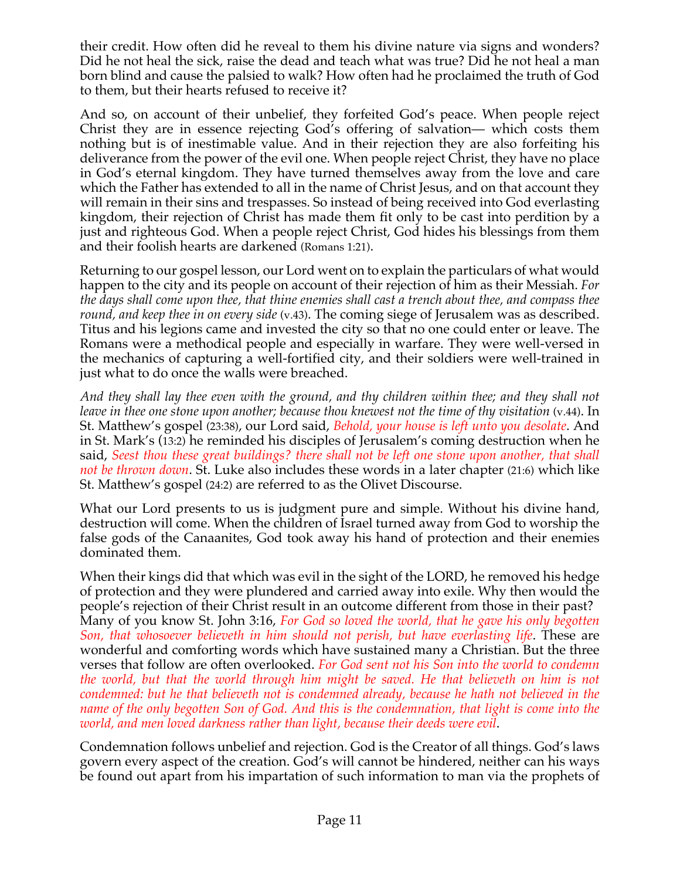their credit. How often did he reveal to them his divine nature via signs and wonders? Did he not heal the sick, raise the dead and teach what was true? Did he not heal a man born blind and cause the palsied to walk? How often had he proclaimed the truth of God to them, but their hearts refused to receive it?

And so, on account of their unbelief, they forfeited God's peace. When people reject Christ they are in essence rejecting God's offering of salvation— which costs them nothing but is of inestimable value. And in their rejection they are also forfeiting his deliverance from the power of the evil one. When people reject Christ, they have no place in God's eternal kingdom. They have turned themselves away from the love and care which the Father has extended to all in the name of Christ Jesus, and on that account they will remain in their sins and trespasses. So instead of being received into God everlasting kingdom, their rejection of Christ has made them fit only to be cast into perdition by a just and righteous God. When a people reject Christ, God hides his blessings from them and their foolish hearts are darkened (Romans 1:21).

Returning to our gospel lesson, our Lord went on to explain the particulars of what would happen to the city and its people on account of their rejection of him as their Messiah. *For the days shall come upon thee, that thine enemies shall cast a trench about thee, and compass thee round, and keep thee in on every side* (v.43). The coming siege of Jerusalem was as described. Titus and his legions came and invested the city so that no one could enter or leave. The Romans were a methodical people and especially in warfare. They were well-versed in the mechanics of capturing a well-fortified city, and their soldiers were well-trained in just what to do once the walls were breached.

*And they shall lay thee even with the ground, and thy children within thee; and they shall not leave in thee one stone upon another; because thou knewest not the time of thy visitation* (v.44). In St. Matthew's gospel (23:38), our Lord said, *Behold, your house is left unto you desolate*. And in St. Mark's (13:2) he reminded his disciples of Jerusalem's coming destruction when he said, *Seest thou these great buildings? there shall not be left one stone upon another, that shall not be thrown down*. St. Luke also includes these words in a later chapter (21:6) which like St. Matthew's gospel (24:2) are referred to as the Olivet Discourse.

What our Lord presents to us is judgment pure and simple. Without his divine hand, destruction will come. When the children of Israel turned away from God to worship the false gods of the Canaanites, God took away his hand of protection and their enemies dominated them.

When their kings did that which was evil in the sight of the LORD, he removed his hedge of protection and they were plundered and carried away into exile. Why then would the people's rejection of their Christ result in an outcome different from those in their past? Many of you know St. John 3:16, *For God so loved the world, that he gave his only begotten Son, that whosoever believeth in him should not perish, but have everlasting life*. These are wonderful and comforting words which have sustained many a Christian. But the three verses that follow are often overlooked. *For God sent not his Son into the world to condemn the world, but that the world through him might be saved. He that believeth on him is not condemned: but he that believeth not is condemned already, because he hath not believed in the name of the only begotten Son of God. And this is the condemnation, that light is come into the world, and men loved darkness rather than light, because their deeds were evil*.

Condemnation follows unbelief and rejection. God is the Creator of all things. God's laws govern every aspect of the creation. God's will cannot be hindered, neither can his ways be found out apart from his impartation of such information to man via the prophets of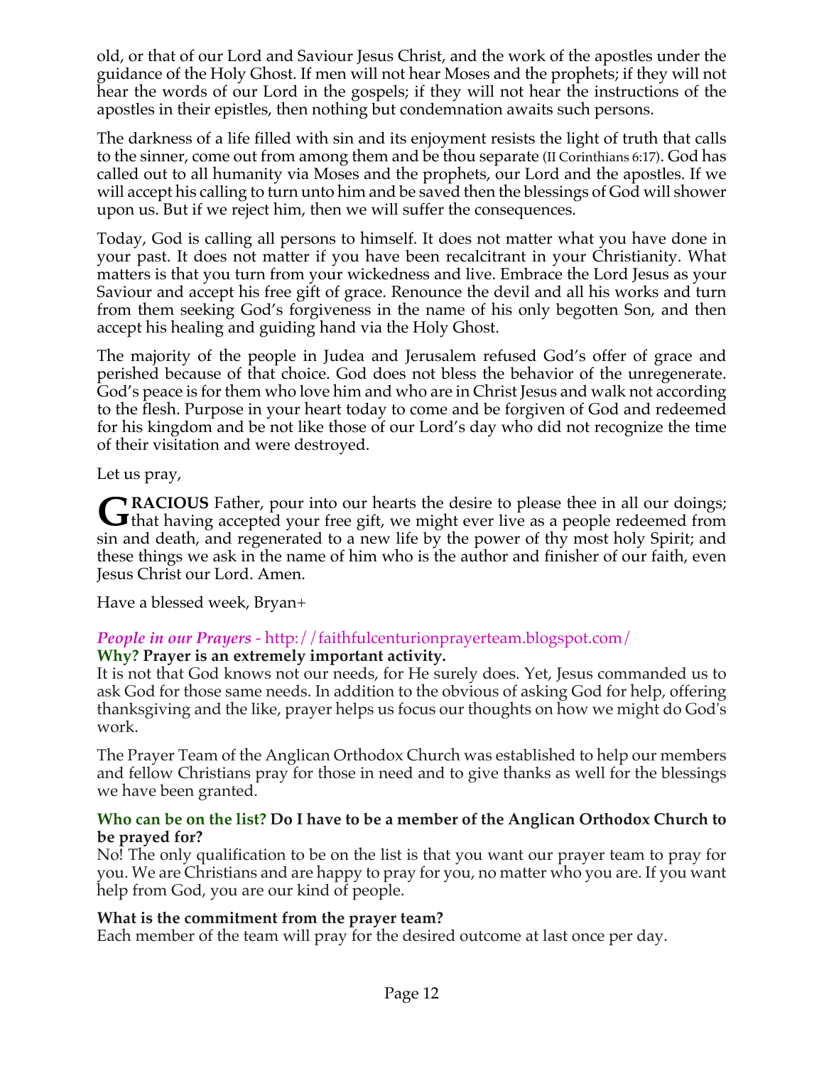old, or that of our Lord and Saviour Jesus Christ, and the work of the apostles under the guidance of the Holy Ghost. If men will not hear Moses and the prophets; if they will not hear the words of our Lord in the gospels; if they will not hear the instructions of the apostles in their epistles, then nothing but condemnation awaits such persons.

The darkness of a life filled with sin and its enjoyment resists the light of truth that calls to the sinner, come out from among them and be thou separate (II Corinthians 6:17). God has called out to all humanity via Moses and the prophets, our Lord and the apostles. If we will accept his calling to turn unto him and be saved then the blessings of God will shower upon us. But if we reject him, then we will suffer the consequences.

Today, God is calling all persons to himself. It does not matter what you have done in your past. It does not matter if you have been recalcitrant in your Christianity. What matters is that you turn from your wickedness and live. Embrace the Lord Jesus as your Saviour and accept his free gift of grace. Renounce the devil and all his works and turn from them seeking God's forgiveness in the name of his only begotten Son, and then accept his healing and guiding hand via the Holy Ghost.

The majority of the people in Judea and Jerusalem refused God's offer of grace and perished because of that choice. God does not bless the behavior of the unregenerate. God's peace is for them who love him and who are in Christ Jesus and walk not according to the flesh. Purpose in your heart today to come and be forgiven of God and redeemed for his kingdom and be not like those of our Lord's day who did not recognize the time of their visitation and were destroyed.

Let us pray,

**GRACIOUS** Father, pour into our hearts the desire to please thee in all our doings; that having accepted your free gift, we might ever live as a people redeemed from sin and death, and regenerated to a new life by the power of thy most holy Spirit; and these things we ask in the name of him who is the author and finisher of our faith, even Jesus Christ our Lord. Amen.

Have a blessed week, Bryan+

### *People in our Prayers* - http://faithfulcenturionprayerteam.blogspot.com/

**Why? Prayer is an extremely important activity.**
It is not that God knows not our needs, for He surely does. Yet, Jesus commanded us to ask God for those same needs. In addition to the obvious of asking God for help, offering thanksgiving and the like, prayer helps us focus our thoughts on how we might do God's work.

The Prayer Team of the Anglican Orthodox Church was established to help our members and fellow Christians pray for those in need and to give thanks as well for the blessings we have been granted.

**Who can be on the list? Do I have to be a member of the Anglican Orthodox Church to be prayed for?**
No! The only qualification to be on the list is that you want our prayer team to pray for you. We are Christians and are happy to pray for you, no matter who you are. If you want help from God, you are our kind of people.

**What is the commitment from the prayer team?**
Each member of the team will pray for the desired outcome at last once per day.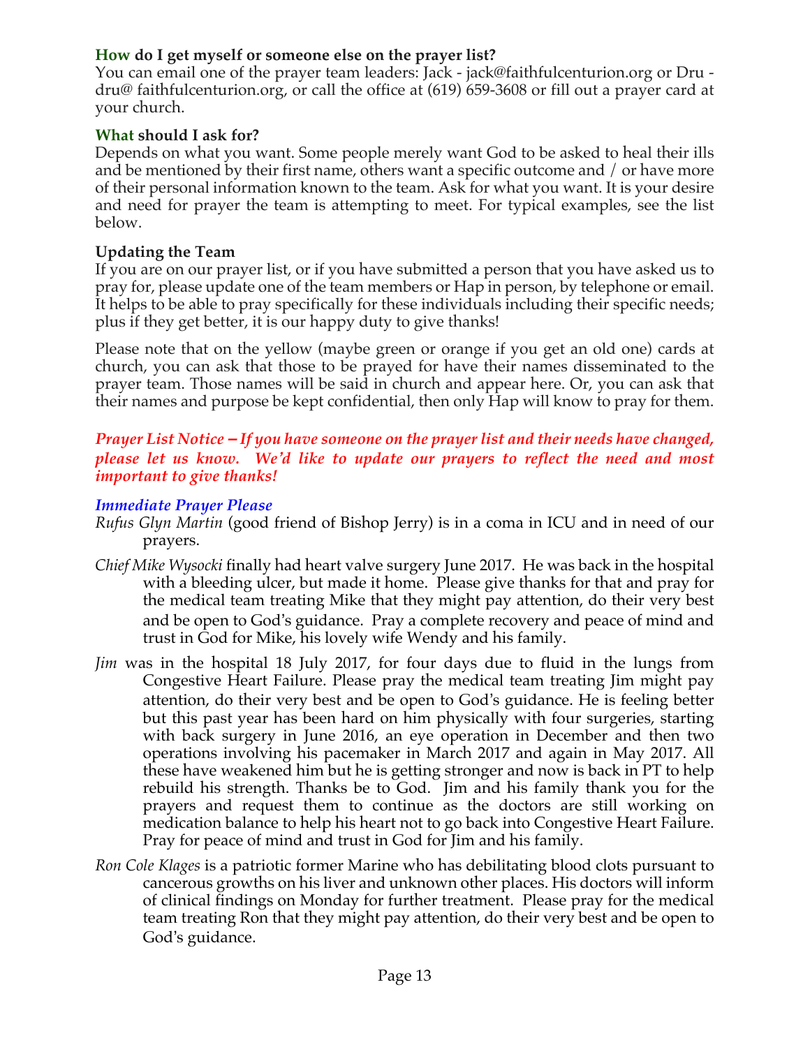**How do I get myself or someone else on the prayer list?**

You can email one of the prayer team leaders: Jack - jack@faithfulcenturion.org or Dru - dru@ faithfulcenturion.org, or call the office at (619) 659-3608 or fill out a prayer card at your church.

**What should I ask for?**

Depends on what you want. Some people merely want God to be asked to heal their ills and be mentioned by their first name, others want a specific outcome and / or have more of their personal information known to the team. Ask for what you want. It is your desire and need for prayer the team is attempting to meet. For typical examples, see the list below.

**Updating the Team**

If you are on our prayer list, or if you have submitted a person that you have asked us to pray for, please update one of the team members or Hap in person, by telephone or email. It helps to be able to pray specifically for these individuals including their specific needs; plus if they get better, it is our happy duty to give thanks!

Please note that on the yellow (maybe green or orange if you get an old one) cards at church, you can ask that those to be prayed for have their names disseminated to the prayer team. Those names will be said in church and appear here. Or, you can ask that their names and purpose be kept confidential, then only Hap will know to pray for them.

***Prayer List Notice – If you have someone on the prayer list and their needs have changed, please let us know. We'd like to update our prayers to reflect the need and most important to give thanks!***

***Immediate Prayer Please***

*Rufus Glyn Martin* (good friend of Bishop Jerry) is in a coma in ICU and in need of our prayers.

*Chief Mike Wysocki* finally had heart valve surgery June 2017. He was back in the hospital with a bleeding ulcer, but made it home. Please give thanks for that and pray for the medical team treating Mike that they might pay attention, do their very best and be open to God's guidance. Pray a complete recovery and peace of mind and trust in God for Mike, his lovely wife Wendy and his family.

*Jim* was in the hospital 18 July 2017, for four days due to fluid in the lungs from Congestive Heart Failure. Please pray the medical team treating Jim might pay attention, do their very best and be open to God's guidance. He is feeling better but this past year has been hard on him physically with four surgeries, starting with back surgery in June 2016, an eye operation in December and then two operations involving his pacemaker in March 2017 and again in May 2017. All these have weakened him but he is getting stronger and now is back in PT to help rebuild his strength. Thanks be to God. Jim and his family thank you for the prayers and request them to continue as the doctors are still working on medication balance to help his heart not to go back into Congestive Heart Failure. Pray for peace of mind and trust in God for Jim and his family.

*Ron Cole Klages* is a patriotic former Marine who has debilitating blood clots pursuant to cancerous growths on his liver and unknown other places. His doctors will inform of clinical findings on Monday for further treatment. Please pray for the medical team treating Ron that they might pay attention, do their very best and be open to God's guidance.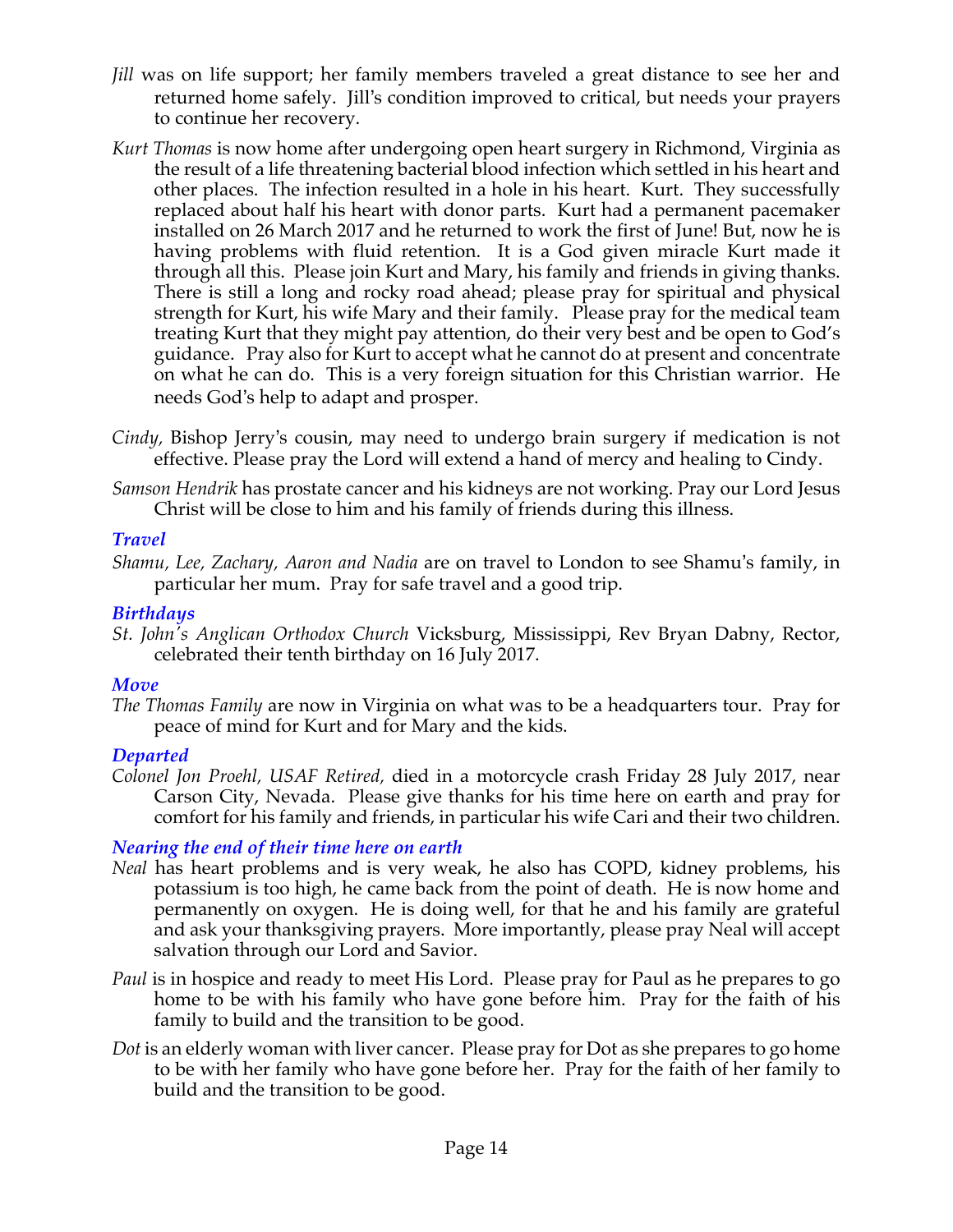*Jill* was on life support; her family members traveled a great distance to see her and returned home safely. Jill's condition improved to critical, but needs your prayers to continue her recovery.

*Kurt Thomas* is now home after undergoing open heart surgery in Richmond, Virginia as the result of a life threatening bacterial blood infection which settled in his heart and other places. The infection resulted in a hole in his heart. Kurt. They successfully replaced about half his heart with donor parts. Kurt had a permanent pacemaker installed on 26 March 2017 and he returned to work the first of June! But, now he is having problems with fluid retention. It is a God given miracle Kurt made it through all this. Please join Kurt and Mary, his family and friends in giving thanks. There is still a long and rocky road ahead; please pray for spiritual and physical strength for Kurt, his wife Mary and their family. Please pray for the medical team treating Kurt that they might pay attention, do their very best and be open to God's guidance. Pray also for Kurt to accept what he cannot do at present and concentrate on what he can do. This is a very foreign situation for this Christian warrior. He needs God's help to adapt and prosper.

*Cindy,* Bishop Jerry's cousin, may need to undergo brain surgery if medication is not effective. Please pray the Lord will extend a hand of mercy and healing to Cindy.

*Samson Hendrik* has prostate cancer and his kidneys are not working. Pray our Lord Jesus Christ will be close to him and his family of friends during this illness.

### *Travel*

*Shamu, Lee, Zachary, Aaron and Nadia* are on travel to London to see Shamu's family, in particular her mum. Pray for safe travel and a good trip.

### *Birthdays*

*St. John's Anglican Orthodox Church* Vicksburg, Mississippi, Rev Bryan Dabny, Rector, celebrated their tenth birthday on 16 July 2017.

### *Move*

*The Thomas Family* are now in Virginia on what was to be a headquarters tour. Pray for peace of mind for Kurt and for Mary and the kids.

### *Departed*

*Colonel Jon Proehl, USAF Retired,* died in a motorcycle crash Friday 28 July 2017, near Carson City, Nevada. Please give thanks for his time here on earth and pray for comfort for his family and friends, in particular his wife Cari and their two children.

### *Nearing the end of their time here on earth*

*Neal* has heart problems and is very weak, he also has COPD, kidney problems, his potassium is too high, he came back from the point of death. He is now home and permanently on oxygen. He is doing well, for that he and his family are grateful and ask your thanksgiving prayers. More importantly, please pray Neal will accept salvation through our Lord and Savior.

*Paul* is in hospice and ready to meet His Lord. Please pray for Paul as he prepares to go home to be with his family who have gone before him. Pray for the faith of his family to build and the transition to be good.

*Dot* is an elderly woman with liver cancer. Please pray for Dot as she prepares to go home to be with her family who have gone before her. Pray for the faith of her family to build and the transition to be good.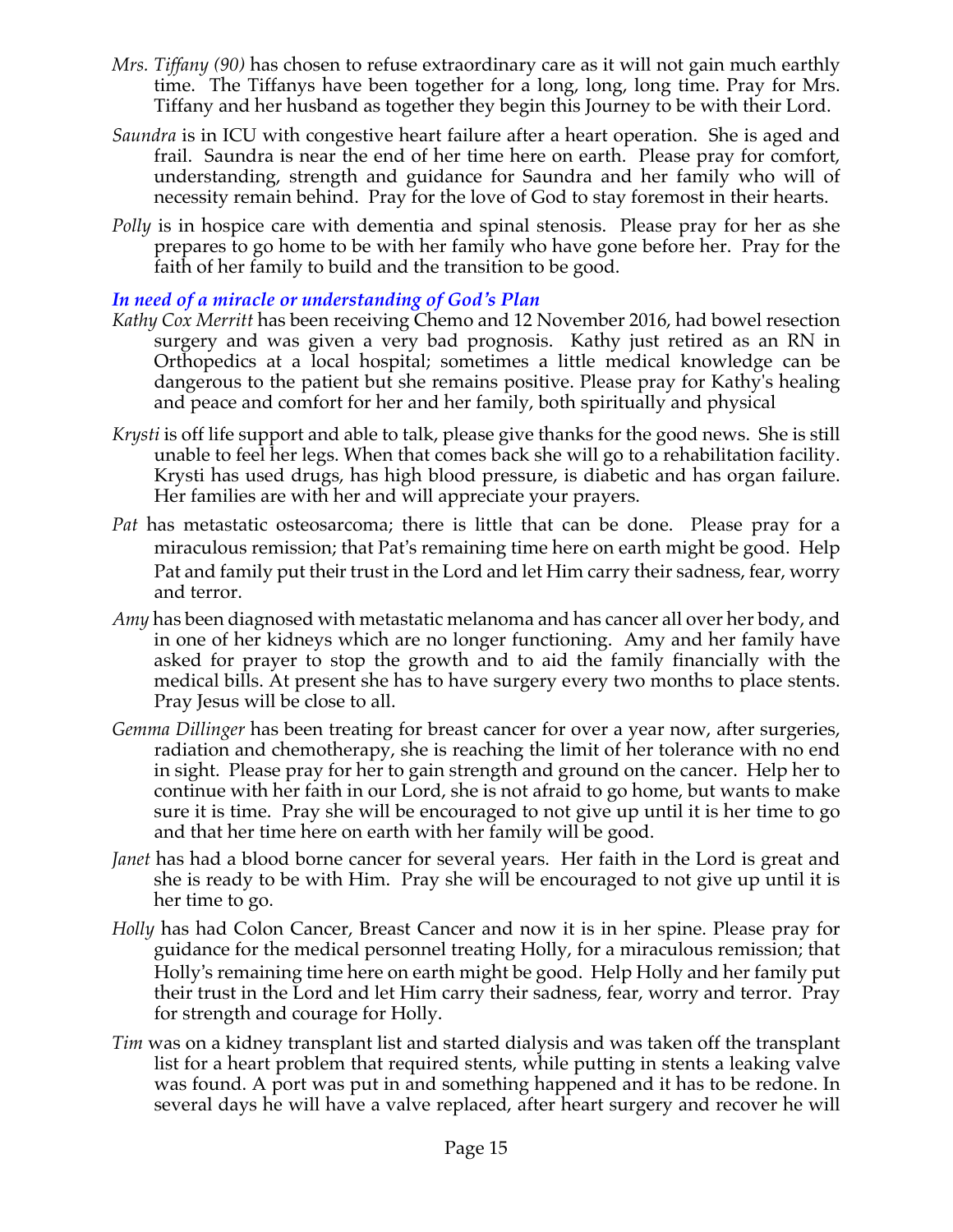*Mrs. Tiffany (90)* has chosen to refuse extraordinary care as it will not gain much earthly time. The Tiffanys have been together for a long, long, long time. Pray for Mrs. Tiffany and her husband as together they begin this Journey to be with their Lord.

*Saundra* is in ICU with congestive heart failure after a heart operation. She is aged and frail. Saundra is near the end of her time here on earth. Please pray for comfort, understanding, strength and guidance for Saundra and her family who will of necessity remain behind. Pray for the love of God to stay foremost in their hearts.

*Polly* is in hospice care with dementia and spinal stenosis. Please pray for her as she prepares to go home to be with her family who have gone before her. Pray for the faith of her family to build and the transition to be good.

### *In need of a miracle or understanding of God's Plan*

*Kathy Cox Merritt* has been receiving Chemo and 12 November 2016, had bowel resection surgery and was given a very bad prognosis. Kathy just retired as an RN in Orthopedics at a local hospital; sometimes a little medical knowledge can be dangerous to the patient but she remains positive. Please pray for Kathy's healing and peace and comfort for her and her family, both spiritually and physical

*Krysti* is off life support and able to talk, please give thanks for the good news. She is still unable to feel her legs. When that comes back she will go to a rehabilitation facility. Krysti has used drugs, has high blood pressure, is diabetic and has organ failure. Her families are with her and will appreciate your prayers.

*Pat* has metastatic osteosarcoma; there is little that can be done. Please pray for a miraculous remission; that Pat's remaining time here on earth might be good. Help Pat and family put their trust in the Lord and let Him carry their sadness, fear, worry and terror.

*Amy* has been diagnosed with metastatic melanoma and has cancer all over her body, and in one of her kidneys which are no longer functioning. Amy and her family have asked for prayer to stop the growth and to aid the family financially with the medical bills. At present she has to have surgery every two months to place stents. Pray Jesus will be close to all.

*Gemma Dillinger* has been treating for breast cancer for over a year now, after surgeries, radiation and chemotherapy, she is reaching the limit of her tolerance with no end in sight. Please pray for her to gain strength and ground on the cancer. Help her to continue with her faith in our Lord, she is not afraid to go home, but wants to make sure it is time. Pray she will be encouraged to not give up until it is her time to go and that her time here on earth with her family will be good.

*Janet* has had a blood borne cancer for several years. Her faith in the Lord is great and she is ready to be with Him. Pray she will be encouraged to not give up until it is her time to go.

*Holly* has had Colon Cancer, Breast Cancer and now it is in her spine. Please pray for guidance for the medical personnel treating Holly, for a miraculous remission; that Holly's remaining time here on earth might be good. Help Holly and her family put their trust in the Lord and let Him carry their sadness, fear, worry and terror. Pray for strength and courage for Holly.

*Tim* was on a kidney transplant list and started dialysis and was taken off the transplant list for a heart problem that required stents, while putting in stents a leaking valve was found. A port was put in and something happened and it has to be redone. In several days he will have a valve replaced, after heart surgery and recover he will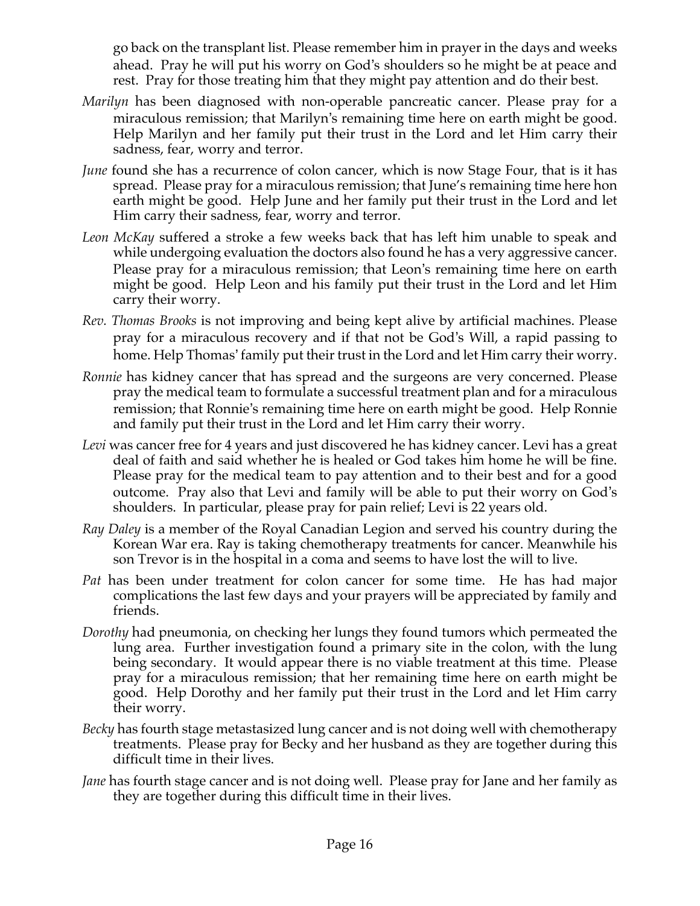go back on the transplant list. Please remember him in prayer in the days and weeks ahead. Pray he will put his worry on God's shoulders so he might be at peace and rest. Pray for those treating him that they might pay attention and do their best.

*Marilyn* has been diagnosed with non-operable pancreatic cancer. Please pray for a miraculous remission; that Marilyn's remaining time here on earth might be good. Help Marilyn and her family put their trust in the Lord and let Him carry their sadness, fear, worry and terror.

*June* found she has a recurrence of colon cancer, which is now Stage Four, that is it has spread. Please pray for a miraculous remission; that June's remaining time here hon earth might be good. Help June and her family put their trust in the Lord and let Him carry their sadness, fear, worry and terror.

*Leon McKay* suffered a stroke a few weeks back that has left him unable to speak and while undergoing evaluation the doctors also found he has a very aggressive cancer. Please pray for a miraculous remission; that Leon's remaining time here on earth might be good. Help Leon and his family put their trust in the Lord and let Him carry their worry.

*Rev. Thomas Brooks* is not improving and being kept alive by artificial machines. Please pray for a miraculous recovery and if that not be God's Will, a rapid passing to home. Help Thomas' family put their trust in the Lord and let Him carry their worry.

*Ronnie* has kidney cancer that has spread and the surgeons are very concerned. Please pray the medical team to formulate a successful treatment plan and for a miraculous remission; that Ronnie's remaining time here on earth might be good. Help Ronnie and family put their trust in the Lord and let Him carry their worry.

*Levi* was cancer free for 4 years and just discovered he has kidney cancer. Levi has a great deal of faith and said whether he is healed or God takes him home he will be fine. Please pray for the medical team to pay attention and to their best and for a good outcome. Pray also that Levi and family will be able to put their worry on God's shoulders. In particular, please pray for pain relief; Levi is 22 years old.

*Ray Daley* is a member of the Royal Canadian Legion and served his country during the Korean War era. Ray is taking chemotherapy treatments for cancer. Meanwhile his son Trevor is in the hospital in a coma and seems to have lost the will to live.

*Pat* has been under treatment for colon cancer for some time. He has had major complications the last few days and your prayers will be appreciated by family and friends.

*Dorothy* had pneumonia, on checking her lungs they found tumors which permeated the lung area. Further investigation found a primary site in the colon, with the lung being secondary. It would appear there is no viable treatment at this time. Please pray for a miraculous remission; that her remaining time here on earth might be good. Help Dorothy and her family put their trust in the Lord and let Him carry their worry.

*Becky* has fourth stage metastasized lung cancer and is not doing well with chemotherapy treatments. Please pray for Becky and her husband as they are together during this difficult time in their lives.

*Jane* has fourth stage cancer and is not doing well. Please pray for Jane and her family as they are together during this difficult time in their lives.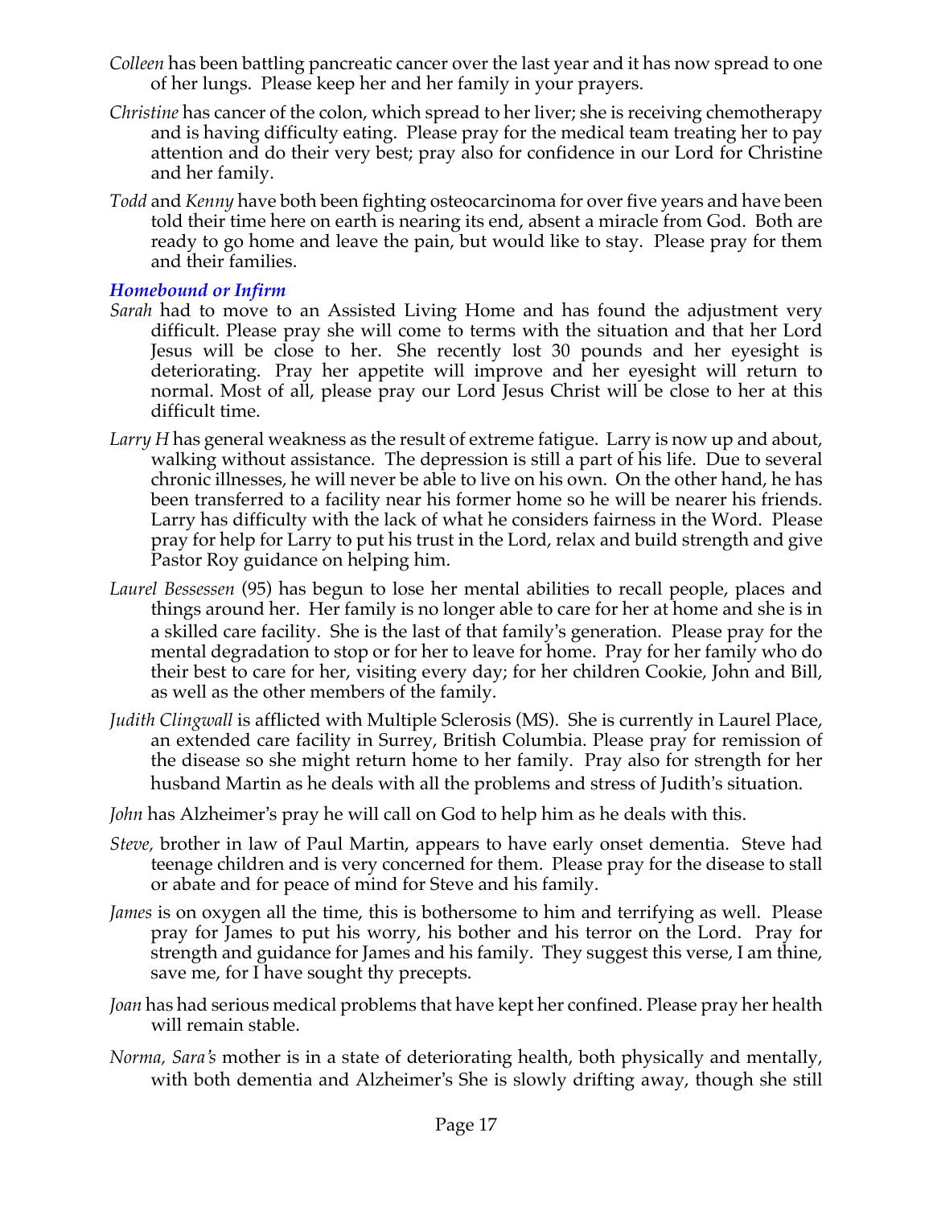*Colleen* has been battling pancreatic cancer over the last year and it has now spread to one of her lungs. Please keep her and her family in your prayers.

*Christine* has cancer of the colon, which spread to her liver; she is receiving chemotherapy and is having difficulty eating. Please pray for the medical team treating her to pay attention and do their very best; pray also for confidence in our Lord for Christine and her family.

*Todd* and *Kenny* have both been fighting osteocarcinoma for over five years and have been told their time here on earth is nearing its end, absent a miracle from God. Both are ready to go home and leave the pain, but would like to stay. Please pray for them and their families.

### *Homebound or Infirm*

*Sarah* had to move to an Assisted Living Home and has found the adjustment very difficult. Please pray she will come to terms with the situation and that her Lord Jesus will be close to her. She recently lost 30 pounds and her eyesight is deteriorating. Pray her appetite will improve and her eyesight will return to normal. Most of all, please pray our Lord Jesus Christ will be close to her at this difficult time.

*Larry H* has general weakness as the result of extreme fatigue. Larry is now up and about, walking without assistance. The depression is still a part of his life. Due to several chronic illnesses, he will never be able to live on his own. On the other hand, he has been transferred to a facility near his former home so he will be nearer his friends. Larry has difficulty with the lack of what he considers fairness in the Word. Please pray for help for Larry to put his trust in the Lord, relax and build strength and give Pastor Roy guidance on helping him.

*Laurel Bessessen* (95) has begun to lose her mental abilities to recall people, places and things around her. Her family is no longer able to care for her at home and she is in a skilled care facility. She is the last of that family's generation. Please pray for the mental degradation to stop or for her to leave for home. Pray for her family who do their best to care for her, visiting every day; for her children Cookie, John and Bill, as well as the other members of the family.

*Judith Clingwall* is afflicted with Multiple Sclerosis (MS). She is currently in Laurel Place, an extended care facility in Surrey, British Columbia. Please pray for remission of the disease so she might return home to her family. Pray also for strength for her husband Martin as he deals with all the problems and stress of Judith's situation.

*John* has Alzheimer's pray he will call on God to help him as he deals with this.

*Steve,* brother in law of Paul Martin, appears to have early onset dementia. Steve had teenage children and is very concerned for them. Please pray for the disease to stall or abate and for peace of mind for Steve and his family.

*James* is on oxygen all the time, this is bothersome to him and terrifying as well. Please pray for James to put his worry, his bother and his terror on the Lord. Pray for strength and guidance for James and his family. They suggest this verse, I am thine, save me, for I have sought thy precepts.

*Joan* has had serious medical problems that have kept her confined. Please pray her health will remain stable.

*Norma, Sara's* mother is in a state of deteriorating health, both physically and mentally, with both dementia and Alzheimer's She is slowly drifting away, though she still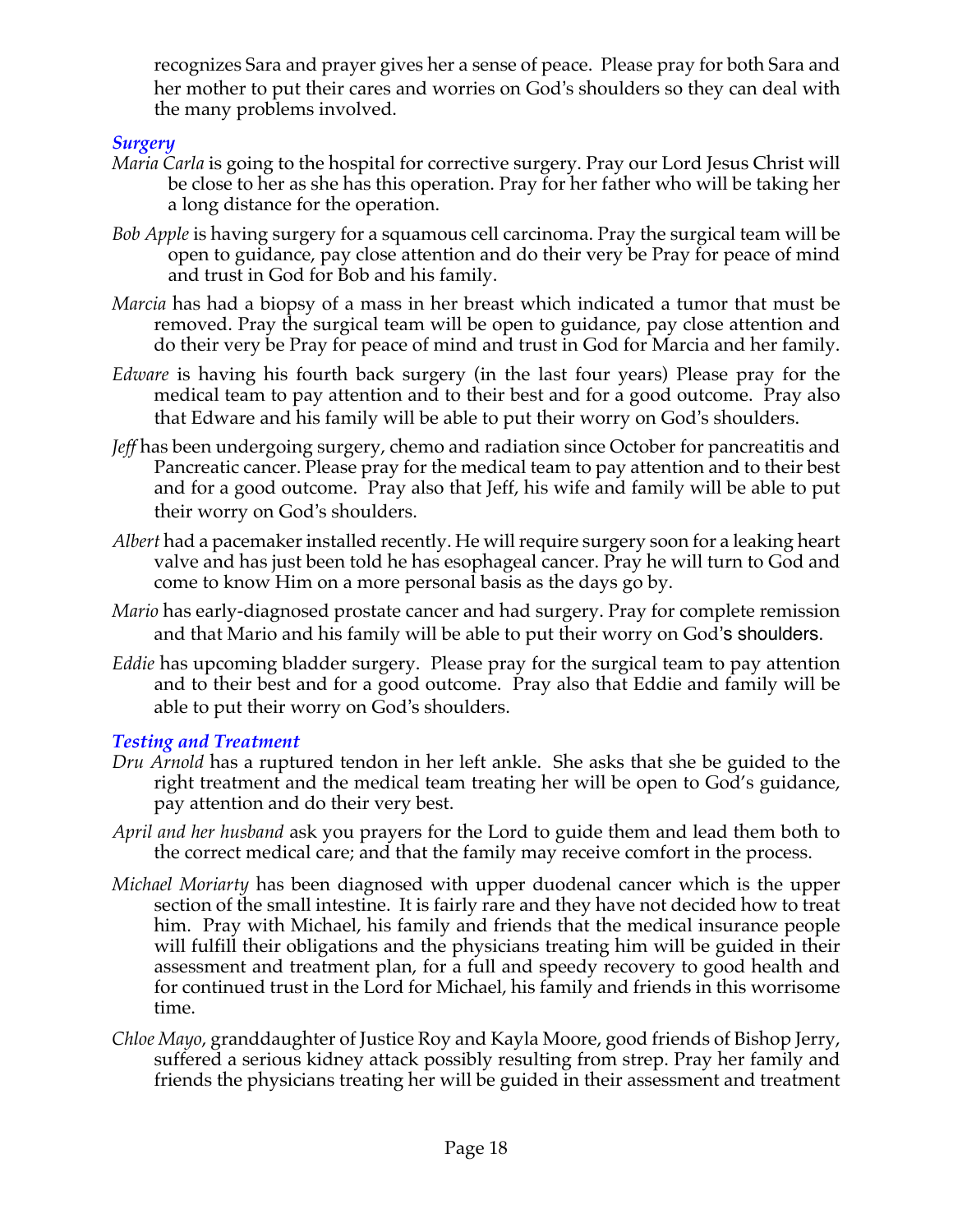recognizes Sara and prayer gives her a sense of peace. Please pray for both Sara and her mother to put their cares and worries on God's shoulders so they can deal with the many problems involved.

### *Surgery*

*Maria Carla* is going to the hospital for corrective surgery. Pray our Lord Jesus Christ will be close to her as she has this operation. Pray for her father who will be taking her a long distance for the operation.

*Bob Apple* is having surgery for a squamous cell carcinoma. Pray the surgical team will be open to guidance, pay close attention and do their very be Pray for peace of mind and trust in God for Bob and his family.

*Marcia* has had a biopsy of a mass in her breast which indicated a tumor that must be removed. Pray the surgical team will be open to guidance, pay close attention and do their very be Pray for peace of mind and trust in God for Marcia and her family.

*Edware* is having his fourth back surgery (in the last four years) Please pray for the medical team to pay attention and to their best and for a good outcome. Pray also that Edware and his family will be able to put their worry on God's shoulders.

*Jeff* has been undergoing surgery, chemo and radiation since October for pancreatitis and Pancreatic cancer. Please pray for the medical team to pay attention and to their best and for a good outcome. Pray also that Jeff, his wife and family will be able to put their worry on God's shoulders.

*Albert* had a pacemaker installed recently. He will require surgery soon for a leaking heart valve and has just been told he has esophageal cancer. Pray he will turn to God and come to know Him on a more personal basis as the days go by.

*Mario* has early-diagnosed prostate cancer and had surgery. Pray for complete remission and that Mario and his family will be able to put their worry on God's shoulders.

*Eddie* has upcoming bladder surgery. Please pray for the surgical team to pay attention and to their best and for a good outcome. Pray also that Eddie and family will be able to put their worry on God's shoulders.

### *Testing and Treatment*

*Dru Arnold* has a ruptured tendon in her left ankle. She asks that she be guided to the right treatment and the medical team treating her will be open to God's guidance, pay attention and do their very best.

*April and her husband* ask you prayers for the Lord to guide them and lead them both to the correct medical care; and that the family may receive comfort in the process.

*Michael Moriarty* has been diagnosed with upper duodenal cancer which is the upper section of the small intestine. It is fairly rare and they have not decided how to treat him. Pray with Michael, his family and friends that the medical insurance people will fulfill their obligations and the physicians treating him will be guided in their assessment and treatment plan, for a full and speedy recovery to good health and for continued trust in the Lord for Michael, his family and friends in this worrisome time.

*Chloe Mayo*, granddaughter of Justice Roy and Kayla Moore, good friends of Bishop Jerry, suffered a serious kidney attack possibly resulting from strep. Pray her family and friends the physicians treating her will be guided in their assessment and treatment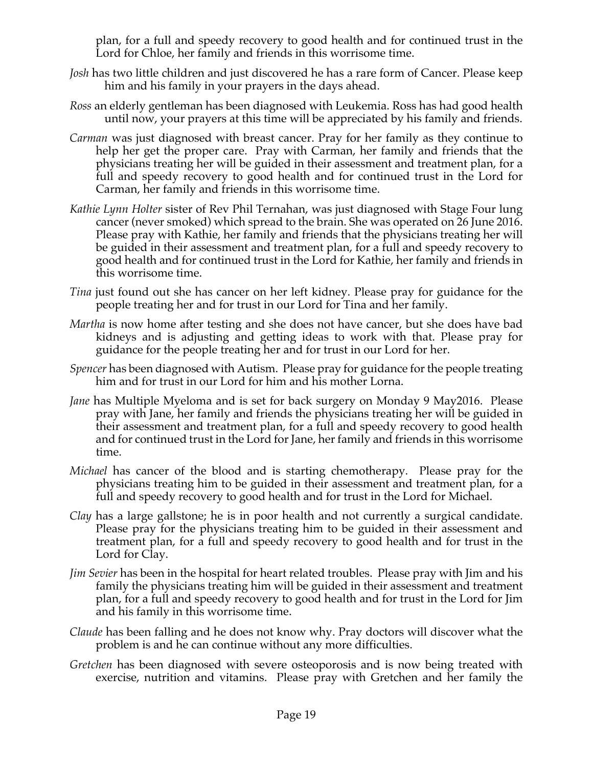plan, for a full and speedy recovery to good health and for continued trust in the Lord for Chloe, her family and friends in this worrisome time.

*Josh* has two little children and just discovered he has a rare form of Cancer. Please keep him and his family in your prayers in the days ahead.

*Ross* an elderly gentleman has been diagnosed with Leukemia. Ross has had good health until now, your prayers at this time will be appreciated by his family and friends.

*Carman* was just diagnosed with breast cancer. Pray for her family as they continue to help her get the proper care. Pray with Carman, her family and friends that the physicians treating her will be guided in their assessment and treatment plan, for a full and speedy recovery to good health and for continued trust in the Lord for Carman, her family and friends in this worrisome time.

*Kathie Lynn Holter* sister of Rev Phil Ternahan, was just diagnosed with Stage Four lung cancer (never smoked) which spread to the brain. She was operated on 26 June 2016. Please pray with Kathie, her family and friends that the physicians treating her will be guided in their assessment and treatment plan, for a full and speedy recovery to good health and for continued trust in the Lord for Kathie, her family and friends in this worrisome time.

*Tina* just found out she has cancer on her left kidney. Please pray for guidance for the people treating her and for trust in our Lord for Tina and her family.

*Martha* is now home after testing and she does not have cancer, but she does have bad kidneys and is adjusting and getting ideas to work with that. Please pray for guidance for the people treating her and for trust in our Lord for her.

*Spencer* has been diagnosed with Autism. Please pray for guidance for the people treating him and for trust in our Lord for him and his mother Lorna.

*Jane* has Multiple Myeloma and is set for back surgery on Monday 9 May2016. Please pray with Jane, her family and friends the physicians treating her will be guided in their assessment and treatment plan, for a full and speedy recovery to good health and for continued trust in the Lord for Jane, her family and friends in this worrisome time.

*Michael* has cancer of the blood and is starting chemotherapy. Please pray for the physicians treating him to be guided in their assessment and treatment plan, for a full and speedy recovery to good health and for trust in the Lord for Michael.

*Clay* has a large gallstone; he is in poor health and not currently a surgical candidate. Please pray for the physicians treating him to be guided in their assessment and treatment plan, for a full and speedy recovery to good health and for trust in the Lord for Clay.

*Jim Sevier* has been in the hospital for heart related troubles. Please pray with Jim and his family the physicians treating him will be guided in their assessment and treatment plan, for a full and speedy recovery to good health and for trust in the Lord for Jim and his family in this worrisome time.

*Claude* has been falling and he does not know why. Pray doctors will discover what the problem is and he can continue without any more difficulties.

*Gretchen* has been diagnosed with severe osteoporosis and is now being treated with exercise, nutrition and vitamins. Please pray with Gretchen and her family the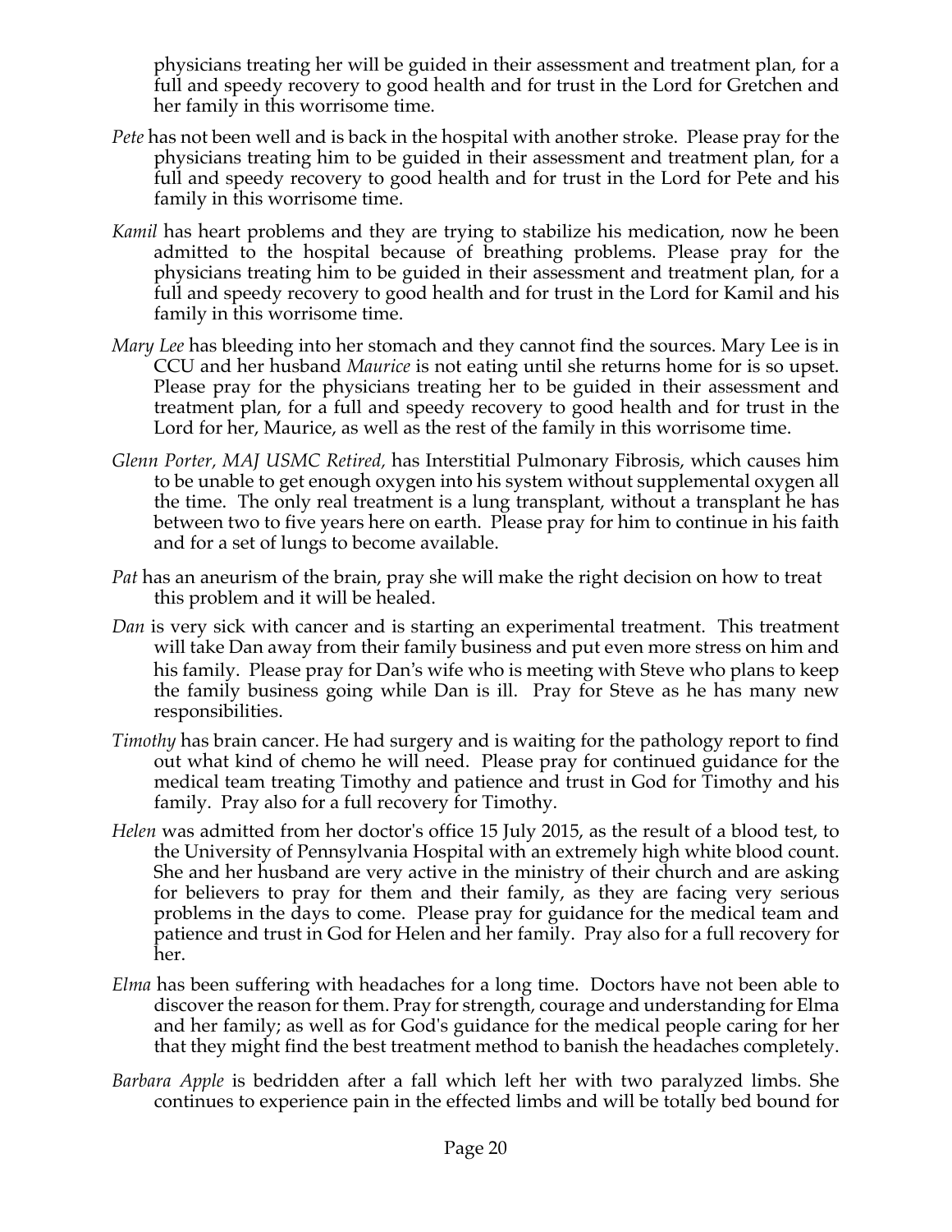physicians treating her will be guided in their assessment and treatment plan, for a full and speedy recovery to good health and for trust in the Lord for Gretchen and her family in this worrisome time.

*Pete* has not been well and is back in the hospital with another stroke. Please pray for the physicians treating him to be guided in their assessment and treatment plan, for a full and speedy recovery to good health and for trust in the Lord for Pete and his family in this worrisome time.

*Kamil* has heart problems and they are trying to stabilize his medication, now he been admitted to the hospital because of breathing problems. Please pray for the physicians treating him to be guided in their assessment and treatment plan, for a full and speedy recovery to good health and for trust in the Lord for Kamil and his family in this worrisome time.

*Mary Lee* has bleeding into her stomach and they cannot find the sources. Mary Lee is in CCU and her husband *Maurice* is not eating until she returns home for is so upset. Please pray for the physicians treating her to be guided in their assessment and treatment plan, for a full and speedy recovery to good health and for trust in the Lord for her, Maurice, as well as the rest of the family in this worrisome time.

*Glenn Porter, MAJ USMC Retired,* has Interstitial Pulmonary Fibrosis, which causes him to be unable to get enough oxygen into his system without supplemental oxygen all the time. The only real treatment is a lung transplant, without a transplant he has between two to five years here on earth. Please pray for him to continue in his faith and for a set of lungs to become available.

*Pat* has an aneurism of the brain, pray she will make the right decision on how to treat this problem and it will be healed.

*Dan* is very sick with cancer and is starting an experimental treatment. This treatment will take Dan away from their family business and put even more stress on him and his family. Please pray for Dan's wife who is meeting with Steve who plans to keep the family business going while Dan is ill. Pray for Steve as he has many new responsibilities.

*Timothy* has brain cancer. He had surgery and is waiting for the pathology report to find out what kind of chemo he will need. Please pray for continued guidance for the medical team treating Timothy and patience and trust in God for Timothy and his family. Pray also for a full recovery for Timothy.

*Helen* was admitted from her doctor's office 15 July 2015, as the result of a blood test, to the University of Pennsylvania Hospital with an extremely high white blood count. She and her husband are very active in the ministry of their church and are asking for believers to pray for them and their family, as they are facing very serious problems in the days to come. Please pray for guidance for the medical team and patience and trust in God for Helen and her family. Pray also for a full recovery for her.

*Elma* has been suffering with headaches for a long time. Doctors have not been able to discover the reason for them. Pray for strength, courage and understanding for Elma and her family; as well as for God's guidance for the medical people caring for her that they might find the best treatment method to banish the headaches completely.

*Barbara Apple* is bedridden after a fall which left her with two paralyzed limbs. She continues to experience pain in the effected limbs and will be totally bed bound for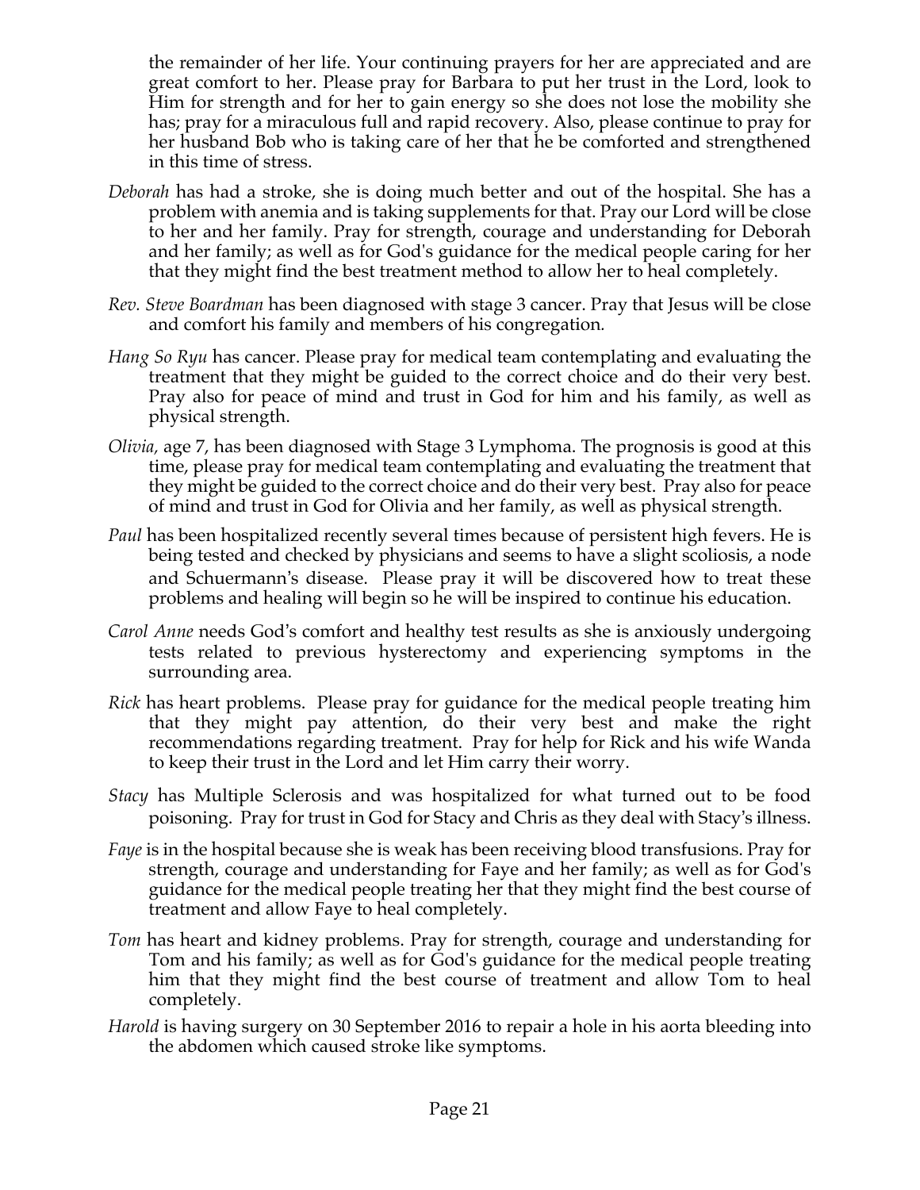the remainder of her life. Your continuing prayers for her are appreciated and are great comfort to her. Please pray for Barbara to put her trust in the Lord, look to Him for strength and for her to gain energy so she does not lose the mobility she has; pray for a miraculous full and rapid recovery. Also, please continue to pray for her husband Bob who is taking care of her that he be comforted and strengthened in this time of stress.

*Deborah* has had a stroke, she is doing much better and out of the hospital. She has a problem with anemia and is taking supplements for that. Pray our Lord will be close to her and her family. Pray for strength, courage and understanding for Deborah and her family; as well as for God's guidance for the medical people caring for her that they might find the best treatment method to allow her to heal completely.

*Rev. Steve Boardman* has been diagnosed with stage 3 cancer. Pray that Jesus will be close and comfort his family and members of his congregation.

*Hang So Ryu* has cancer. Please pray for medical team contemplating and evaluating the treatment that they might be guided to the correct choice and do their very best. Pray also for peace of mind and trust in God for him and his family, as well as physical strength.

*Olivia,* age 7, has been diagnosed with Stage 3 Lymphoma. The prognosis is good at this time, please pray for medical team contemplating and evaluating the treatment that they might be guided to the correct choice and do their very best. Pray also for peace of mind and trust in God for Olivia and her family, as well as physical strength.

*Paul* has been hospitalized recently several times because of persistent high fevers. He is being tested and checked by physicians and seems to have a slight scoliosis, a node and Schuermann's disease. Please pray it will be discovered how to treat these problems and healing will begin so he will be inspired to continue his education.

*Carol Anne* needs God's comfort and healthy test results as she is anxiously undergoing tests related to previous hysterectomy and experiencing symptoms in the surrounding area.

*Rick* has heart problems. Please pray for guidance for the medical people treating him that they might pay attention, do their very best and make the right recommendations regarding treatment. Pray for help for Rick and his wife Wanda to keep their trust in the Lord and let Him carry their worry.

*Stacy* has Multiple Sclerosis and was hospitalized for what turned out to be food poisoning. Pray for trust in God for Stacy and Chris as they deal with Stacy's illness.

*Faye* is in the hospital because she is weak has been receiving blood transfusions. Pray for strength, courage and understanding for Faye and her family; as well as for God's guidance for the medical people treating her that they might find the best course of treatment and allow Faye to heal completely.

*Tom* has heart and kidney problems. Pray for strength, courage and understanding for Tom and his family; as well as for God's guidance for the medical people treating him that they might find the best course of treatment and allow Tom to heal completely.

*Harold* is having surgery on 30 September 2016 to repair a hole in his aorta bleeding into the abdomen which caused stroke like symptoms.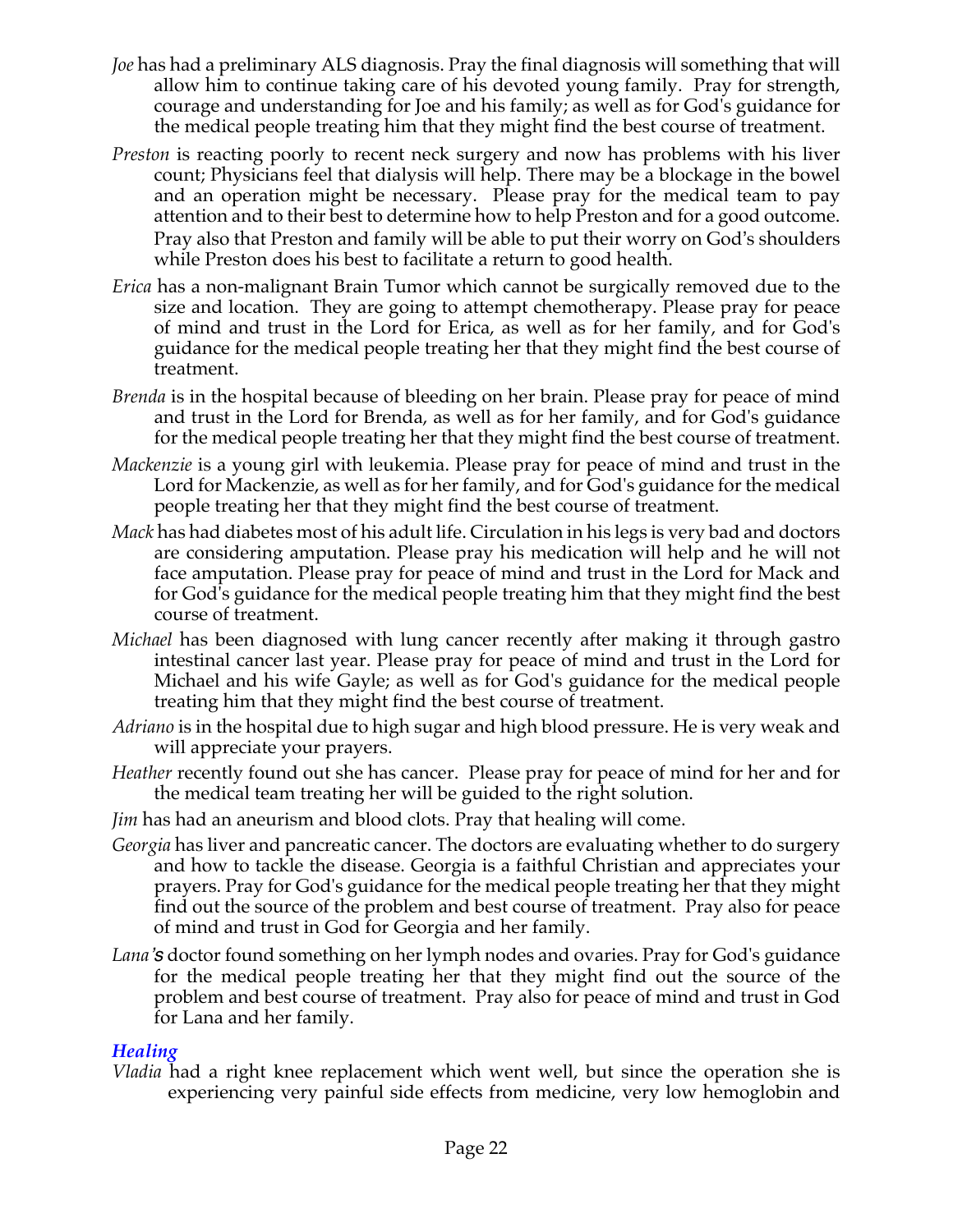*Joe* has had a preliminary ALS diagnosis. Pray the final diagnosis will something that will allow him to continue taking care of his devoted young family. Pray for strength, courage and understanding for Joe and his family; as well as for God's guidance for the medical people treating him that they might find the best course of treatment.

*Preston* is reacting poorly to recent neck surgery and now has problems with his liver count; Physicians feel that dialysis will help. There may be a blockage in the bowel and an operation might be necessary. Please pray for the medical team to pay attention and to their best to determine how to help Preston and for a good outcome. Pray also that Preston and family will be able to put their worry on God's shoulders while Preston does his best to facilitate a return to good health.

*Erica* has a non-malignant Brain Tumor which cannot be surgically removed due to the size and location. They are going to attempt chemotherapy. Please pray for peace of mind and trust in the Lord for Erica, as well as for her family, and for God's guidance for the medical people treating her that they might find the best course of treatment.

*Brenda* is in the hospital because of bleeding on her brain. Please pray for peace of mind and trust in the Lord for Brenda, as well as for her family, and for God's guidance for the medical people treating her that they might find the best course of treatment.

*Mackenzie* is a young girl with leukemia. Please pray for peace of mind and trust in the Lord for Mackenzie, as well as for her family, and for God's guidance for the medical people treating her that they might find the best course of treatment.

*Mack* has had diabetes most of his adult life. Circulation in his legs is very bad and doctors are considering amputation. Please pray his medication will help and he will not face amputation. Please pray for peace of mind and trust in the Lord for Mack and for God's guidance for the medical people treating him that they might find the best course of treatment.

*Michael* has been diagnosed with lung cancer recently after making it through gastro intestinal cancer last year. Please pray for peace of mind and trust in the Lord for Michael and his wife Gayle; as well as for God's guidance for the medical people treating him that they might find the best course of treatment.

*Adriano* is in the hospital due to high sugar and high blood pressure. He is very weak and will appreciate your prayers.

*Heather* recently found out she has cancer. Please pray for peace of mind for her and for the medical team treating her will be guided to the right solution.

*Jim* has had an aneurism and blood clots. Pray that healing will come.

*Georgia* has liver and pancreatic cancer. The doctors are evaluating whether to do surgery and how to tackle the disease. Georgia is a faithful Christian and appreciates your prayers. Pray for God's guidance for the medical people treating her that they might find out the source of the problem and best course of treatment. Pray also for peace of mind and trust in God for Georgia and her family.

*Lana's* doctor found something on her lymph nodes and ovaries. Pray for God's guidance for the medical people treating her that they might find out the source of the problem and best course of treatment. Pray also for peace of mind and trust in God for Lana and her family.

### *Healing*

*Vladia* had a right knee replacement which went well, but since the operation she is experiencing very painful side effects from medicine, very low hemoglobin and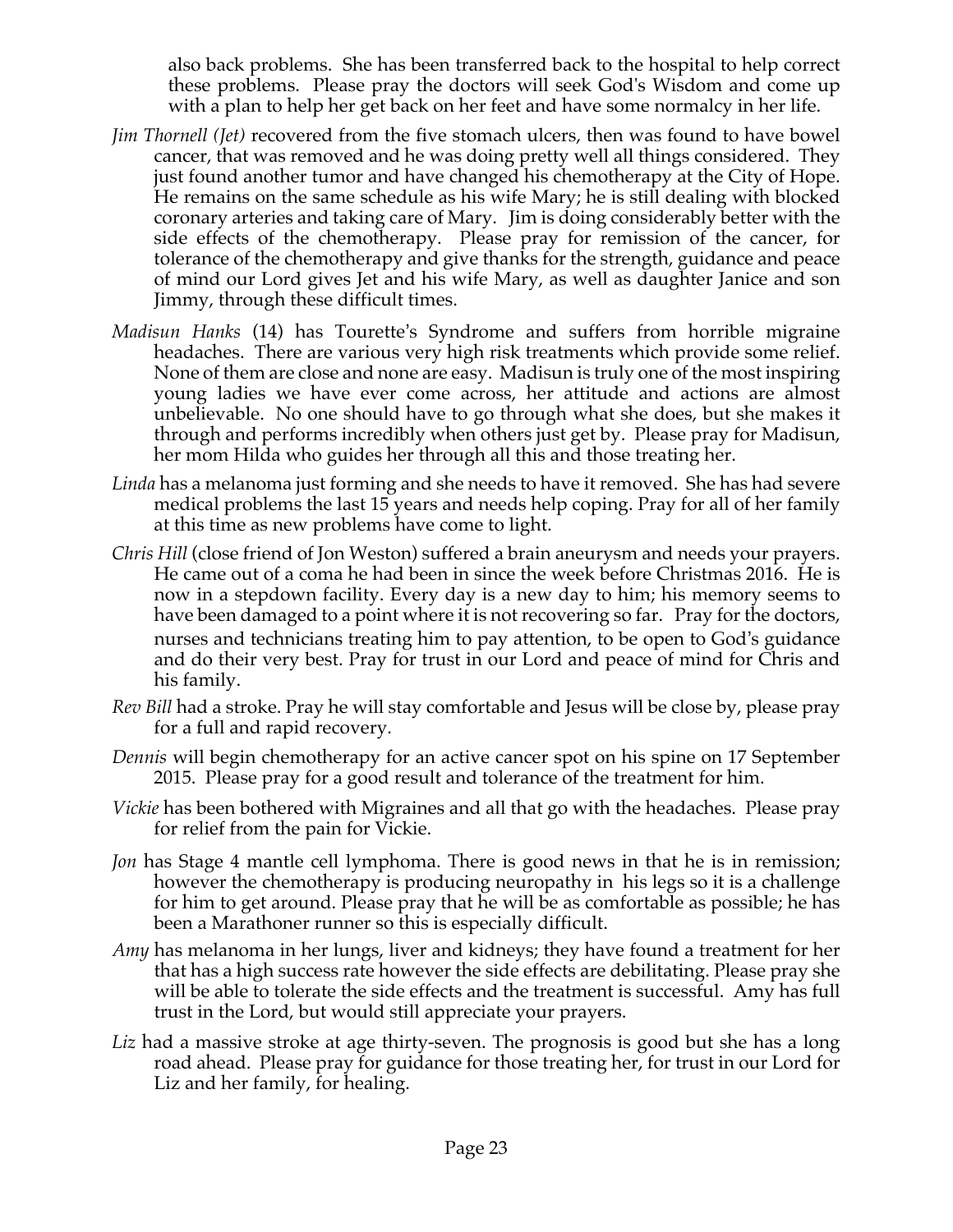also back problems. She has been transferred back to the hospital to help correct these problems. Please pray the doctors will seek God's Wisdom and come up with a plan to help her get back on her feet and have some normalcy in her life.

*Jim Thornell (Jet)* recovered from the five stomach ulcers, then was found to have bowel cancer, that was removed and he was doing pretty well all things considered. They just found another tumor and have changed his chemotherapy at the City of Hope. He remains on the same schedule as his wife Mary; he is still dealing with blocked coronary arteries and taking care of Mary. Jim is doing considerably better with the side effects of the chemotherapy. Please pray for remission of the cancer, for tolerance of the chemotherapy and give thanks for the strength, guidance and peace of mind our Lord gives Jet and his wife Mary, as well as daughter Janice and son Jimmy, through these difficult times.

*Madisun Hanks* (14) has Tourette's Syndrome and suffers from horrible migraine headaches. There are various very high risk treatments which provide some relief. None of them are close and none are easy. Madisun is truly one of the most inspiring young ladies we have ever come across, her attitude and actions are almost unbelievable. No one should have to go through what she does, but she makes it through and performs incredibly when others just get by. Please pray for Madisun, her mom Hilda who guides her through all this and those treating her.

*Linda* has a melanoma just forming and she needs to have it removed. She has had severe medical problems the last 15 years and needs help coping. Pray for all of her family at this time as new problems have come to light.

*Chris Hill* (close friend of Jon Weston) suffered a brain aneurysm and needs your prayers. He came out of a coma he had been in since the week before Christmas 2016. He is now in a stepdown facility. Every day is a new day to him; his memory seems to have been damaged to a point where it is not recovering so far. Pray for the doctors, nurses and technicians treating him to pay attention, to be open to God's guidance and do their very best. Pray for trust in our Lord and peace of mind for Chris and his family.

*Rev Bill* had a stroke. Pray he will stay comfortable and Jesus will be close by, please pray for a full and rapid recovery.

*Dennis* will begin chemotherapy for an active cancer spot on his spine on 17 September 2015. Please pray for a good result and tolerance of the treatment for him.

*Vickie* has been bothered with Migraines and all that go with the headaches. Please pray for relief from the pain for Vickie.

*Jon* has Stage 4 mantle cell lymphoma. There is good news in that he is in remission; however the chemotherapy is producing neuropathy in his legs so it is a challenge for him to get around. Please pray that he will be as comfortable as possible; he has been a Marathoner runner so this is especially difficult.

*Amy* has melanoma in her lungs, liver and kidneys; they have found a treatment for her that has a high success rate however the side effects are debilitating. Please pray she will be able to tolerate the side effects and the treatment is successful. Amy has full trust in the Lord, but would still appreciate your prayers.

*Liz* had a massive stroke at age thirty-seven. The prognosis is good but she has a long road ahead. Please pray for guidance for those treating her, for trust in our Lord for Liz and her family, for healing.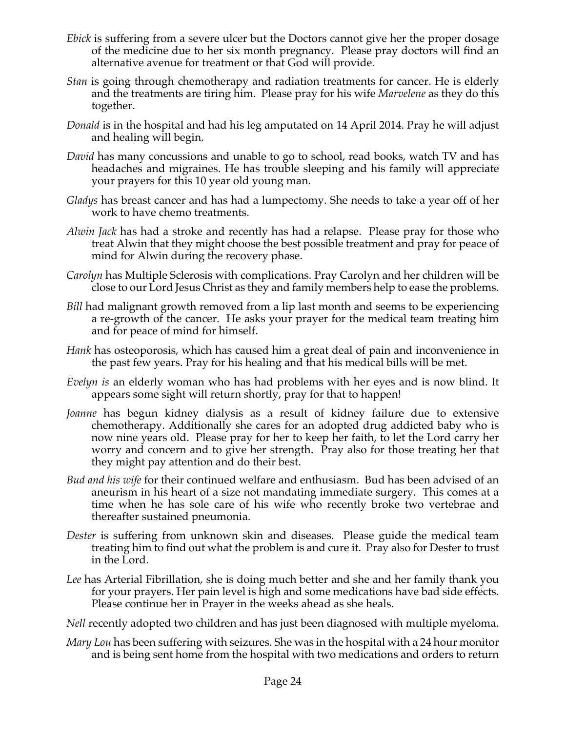*Ebick* is suffering from a severe ulcer but the Doctors cannot give her the proper dosage of the medicine due to her six month pregnancy. Please pray doctors will find an alternative avenue for treatment or that God will provide.

*Stan* is going through chemotherapy and radiation treatments for cancer. He is elderly and the treatments are tiring him. Please pray for his wife *Marvelene* as they do this together.

*Donald* is in the hospital and had his leg amputated on 14 April 2014. Pray he will adjust and healing will begin.

*David* has many concussions and unable to go to school, read books, watch TV and has headaches and migraines. He has trouble sleeping and his family will appreciate your prayers for this 10 year old young man.

*Gladys* has breast cancer and has had a lumpectomy. She needs to take a year off of her work to have chemo treatments.

*Alwin Jack* has had a stroke and recently has had a relapse. Please pray for those who treat Alwin that they might choose the best possible treatment and pray for peace of mind for Alwin during the recovery phase.

*Carolyn* has Multiple Sclerosis with complications. Pray Carolyn and her children will be close to our Lord Jesus Christ as they and family members help to ease the problems.

*Bill* had malignant growth removed from a lip last month and seems to be experiencing a re-growth of the cancer. He asks your prayer for the medical team treating him and for peace of mind for himself.

*Hank* has osteoporosis, which has caused him a great deal of pain and inconvenience in the past few years. Pray for his healing and that his medical bills will be met.

*Evelyn is* an elderly woman who has had problems with her eyes and is now blind. It appears some sight will return shortly, pray for that to happen!

*Joanne* has begun kidney dialysis as a result of kidney failure due to extensive chemotherapy. Additionally she cares for an adopted drug addicted baby who is now nine years old. Please pray for her to keep her faith, to let the Lord carry her worry and concern and to give her strength. Pray also for those treating her that they might pay attention and do their best.

*Bud and his wife* for their continued welfare and enthusiasm. Bud has been advised of an aneurism in his heart of a size not mandating immediate surgery. This comes at a time when he has sole care of his wife who recently broke two vertebrae and thereafter sustained pneumonia.

*Dester* is suffering from unknown skin and diseases. Please guide the medical team treating him to find out what the problem is and cure it. Pray also for Dester to trust in the Lord.

*Lee* has Arterial Fibrillation, she is doing much better and she and her family thank you for your prayers. Her pain level is high and some medications have bad side effects. Please continue her in Prayer in the weeks ahead as she heals.

*Nell* recently adopted two children and has just been diagnosed with multiple myeloma.

*Mary Lou* has been suffering with seizures. She was in the hospital with a 24 hour monitor and is being sent home from the hospital with two medications and orders to return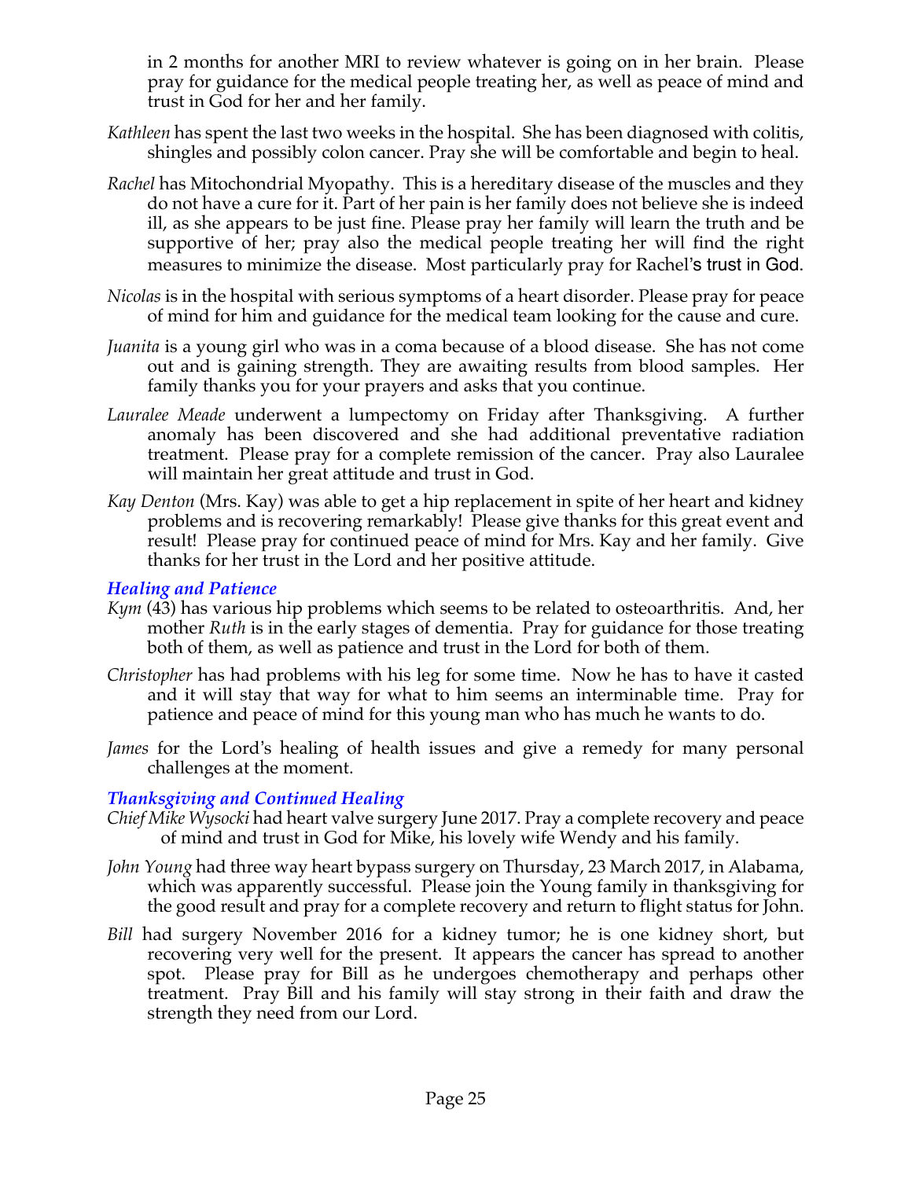in 2 months for another MRI to review whatever is going on in her brain. Please pray for guidance for the medical people treating her, as well as peace of mind and trust in God for her and her family.

*Kathleen* has spent the last two weeks in the hospital. She has been diagnosed with colitis, shingles and possibly colon cancer. Pray she will be comfortable and begin to heal.

*Rachel* has Mitochondrial Myopathy. This is a hereditary disease of the muscles and they do not have a cure for it. Part of her pain is her family does not believe she is indeed ill, as she appears to be just fine. Please pray her family will learn the truth and be supportive of her; pray also the medical people treating her will find the right measures to minimize the disease. Most particularly pray for Rachel's trust in God.

*Nicolas* is in the hospital with serious symptoms of a heart disorder. Please pray for peace of mind for him and guidance for the medical team looking for the cause and cure.

*Juanita* is a young girl who was in a coma because of a blood disease. She has not come out and is gaining strength. They are awaiting results from blood samples. Her family thanks you for your prayers and asks that you continue.

*Lauralee Meade* underwent a lumpectomy on Friday after Thanksgiving. A further anomaly has been discovered and she had additional preventative radiation treatment. Please pray for a complete remission of the cancer. Pray also Lauralee will maintain her great attitude and trust in God.

*Kay Denton* (Mrs. Kay) was able to get a hip replacement in spite of her heart and kidney problems and is recovering remarkably! Please give thanks for this great event and result! Please pray for continued peace of mind for Mrs. Kay and her family. Give thanks for her trust in the Lord and her positive attitude.

### *Healing and Patience*

*Kym* (43) has various hip problems which seems to be related to osteoarthritis. And, her mother *Ruth* is in the early stages of dementia. Pray for guidance for those treating both of them, as well as patience and trust in the Lord for both of them.

*Christopher* has had problems with his leg for some time. Now he has to have it casted and it will stay that way for what to him seems an interminable time. Pray for patience and peace of mind for this young man who has much he wants to do.

*James* for the Lord's healing of health issues and give a remedy for many personal challenges at the moment.

### *Thanksgiving and Continued Healing*

*Chief Mike Wysocki* had heart valve surgery June 2017. Pray a complete recovery and peace of mind and trust in God for Mike, his lovely wife Wendy and his family.

*John Young* had three way heart bypass surgery on Thursday, 23 March 2017, in Alabama, which was apparently successful. Please join the Young family in thanksgiving for the good result and pray for a complete recovery and return to flight status for John.

*Bill* had surgery November 2016 for a kidney tumor; he is one kidney short, but recovering very well for the present. It appears the cancer has spread to another spot. Please pray for Bill as he undergoes chemotherapy and perhaps other treatment. Pray Bill and his family will stay strong in their faith and draw the strength they need from our Lord.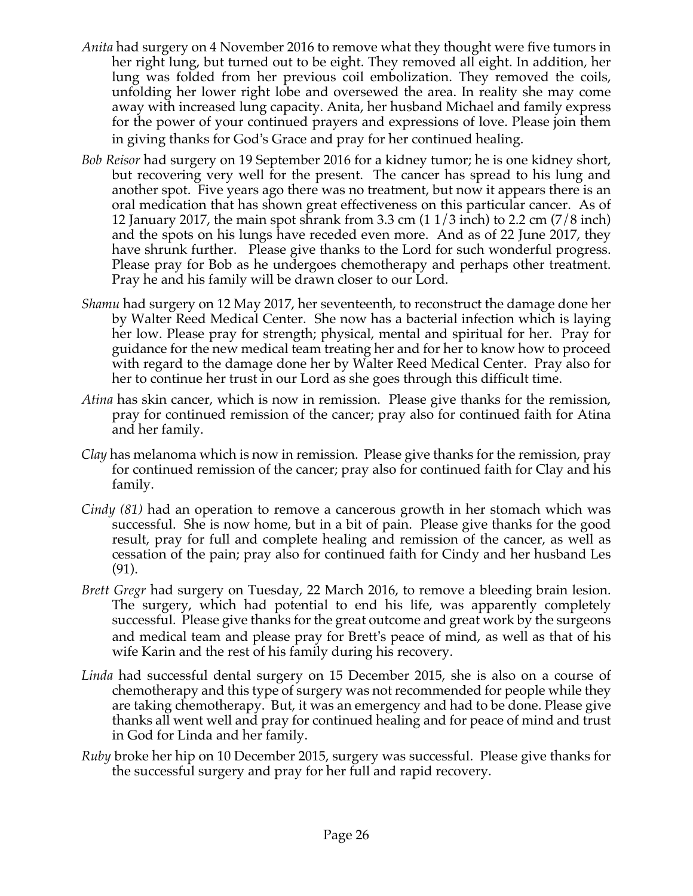- *Anita* had surgery on 4 November 2016 to remove what they thought were five tumors in her right lung, but turned out to be eight. They removed all eight. In addition, her lung was folded from her previous coil embolization. They removed the coils, unfolding her lower right lobe and oversewed the area. In reality she may come away with increased lung capacity. Anita, her husband Michael and family express for the power of your continued prayers and expressions of love. Please join them in giving thanks for God's Grace and pray for her continued healing.
- *Bob Reisor* had surgery on 19 September 2016 for a kidney tumor; he is one kidney short, but recovering very well for the present. The cancer has spread to his lung and another spot. Five years ago there was no treatment, but now it appears there is an oral medication that has shown great effectiveness on this particular cancer. As of 12 January 2017, the main spot shrank from 3.3 cm (1 1/3 inch) to 2.2 cm (7/8 inch) and the spots on his lungs have receded even more. And as of 22 June 2017, they have shrunk further. Please give thanks to the Lord for such wonderful progress. Please pray for Bob as he undergoes chemotherapy and perhaps other treatment. Pray he and his family will be drawn closer to our Lord.
- *Shamu* had surgery on 12 May 2017, her seventeenth, to reconstruct the damage done her by Walter Reed Medical Center. She now has a bacterial infection which is laying her low. Please pray for strength; physical, mental and spiritual for her. Pray for guidance for the new medical team treating her and for her to know how to proceed with regard to the damage done her by Walter Reed Medical Center. Pray also for her to continue her trust in our Lord as she goes through this difficult time.
- *Atina* has skin cancer, which is now in remission. Please give thanks for the remission, pray for continued remission of the cancer; pray also for continued faith for Atina and her family.
- *Clay* has melanoma which is now in remission. Please give thanks for the remission, pray for continued remission of the cancer; pray also for continued faith for Clay and his family.
- *Cindy (81)* had an operation to remove a cancerous growth in her stomach which was successful. She is now home, but in a bit of pain. Please give thanks for the good result, pray for full and complete healing and remission of the cancer, as well as cessation of the pain; pray also for continued faith for Cindy and her husband Les (91).
- *Brett Gregr* had surgery on Tuesday, 22 March 2016, to remove a bleeding brain lesion. The surgery, which had potential to end his life, was apparently completely successful. Please give thanks for the great outcome and great work by the surgeons and medical team and please pray for Brett's peace of mind, as well as that of his wife Karin and the rest of his family during his recovery.
- *Linda* had successful dental surgery on 15 December 2015, she is also on a course of chemotherapy and this type of surgery was not recommended for people while they are taking chemotherapy. But, it was an emergency and had to be done. Please give thanks all went well and pray for continued healing and for peace of mind and trust in God for Linda and her family.
- *Ruby* broke her hip on 10 December 2015, surgery was successful. Please give thanks for the successful surgery and pray for her full and rapid recovery.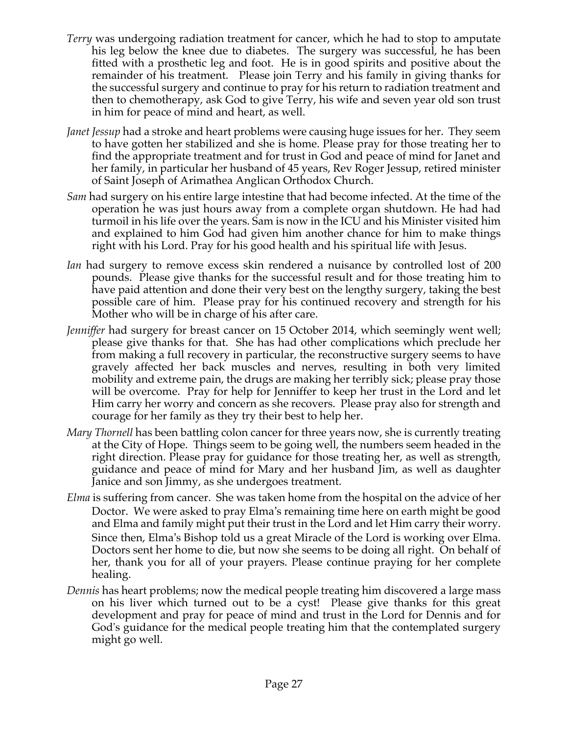*Terry* was undergoing radiation treatment for cancer, which he had to stop to amputate his leg below the knee due to diabetes. The surgery was successful, he has been fitted with a prosthetic leg and foot. He is in good spirits and positive about the remainder of his treatment. Please join Terry and his family in giving thanks for the successful surgery and continue to pray for his return to radiation treatment and then to chemotherapy, ask God to give Terry, his wife and seven year old son trust in him for peace of mind and heart, as well.

*Janet Jessup* had a stroke and heart problems were causing huge issues for her. They seem to have gotten her stabilized and she is home. Please pray for those treating her to find the appropriate treatment and for trust in God and peace of mind for Janet and her family, in particular her husband of 45 years, Rev Roger Jessup, retired minister of Saint Joseph of Arimathea Anglican Orthodox Church.

*Sam* had surgery on his entire large intestine that had become infected. At the time of the operation he was just hours away from a complete organ shutdown. He had had turmoil in his life over the years. Sam is now in the ICU and his Minister visited him and explained to him God had given him another chance for him to make things right with his Lord. Pray for his good health and his spiritual life with Jesus.

*Ian* had surgery to remove excess skin rendered a nuisance by controlled lost of 200 pounds. Please give thanks for the successful result and for those treating him to have paid attention and done their very best on the lengthy surgery, taking the best possible care of him. Please pray for his continued recovery and strength for his Mother who will be in charge of his after care.

*Jenniffer* had surgery for breast cancer on 15 October 2014, which seemingly went well; please give thanks for that. She has had other complications which preclude her from making a full recovery in particular, the reconstructive surgery seems to have gravely affected her back muscles and nerves, resulting in both very limited mobility and extreme pain, the drugs are making her terribly sick; please pray those will be overcome. Pray for help for Jenniffer to keep her trust in the Lord and let Him carry her worry and concern as she recovers. Please pray also for strength and courage for her family as they try their best to help her.

*Mary Thornell* has been battling colon cancer for three years now, she is currently treating at the City of Hope. Things seem to be going well, the numbers seem headed in the right direction. Please pray for guidance for those treating her, as well as strength, guidance and peace of mind for Mary and her husband Jim, as well as daughter Janice and son Jimmy, as she undergoes treatment.

*Elma* is suffering from cancer. She was taken home from the hospital on the advice of her Doctor. We were asked to pray Elma's remaining time here on earth might be good and Elma and family might put their trust in the Lord and let Him carry their worry. Since then, Elma's Bishop told us a great Miracle of the Lord is working over Elma. Doctors sent her home to die, but now she seems to be doing all right. On behalf of her, thank you for all of your prayers. Please continue praying for her complete healing.

*Dennis* has heart problems; now the medical people treating him discovered a large mass on his liver which turned out to be a cyst! Please give thanks for this great development and pray for peace of mind and trust in the Lord for Dennis and for God's guidance for the medical people treating him that the contemplated surgery might go well.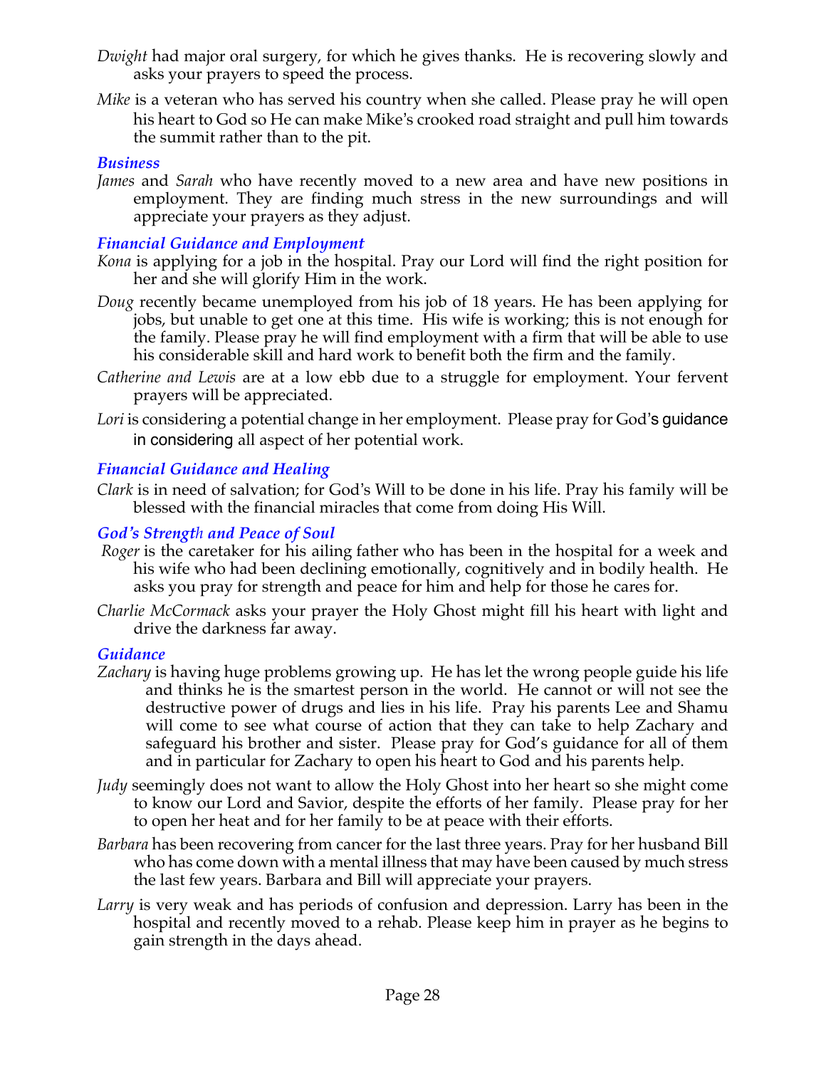*Dwight* had major oral surgery, for which he gives thanks. He is recovering slowly and asks your prayers to speed the process.

*Mike* is a veteran who has served his country when she called. Please pray he will open his heart to God so He can make Mike's crooked road straight and pull him towards the summit rather than to the pit.

### *Business*

*James* and *Sarah* who have recently moved to a new area and have new positions in employment. They are finding much stress in the new surroundings and will appreciate your prayers as they adjust.

### *Financial Guidance and Employment*

*Kona* is applying for a job in the hospital. Pray our Lord will find the right position for her and she will glorify Him in the work.

*Doug* recently became unemployed from his job of 18 years. He has been applying for jobs, but unable to get one at this time. His wife is working; this is not enough for the family. Please pray he will find employment with a firm that will be able to use his considerable skill and hard work to benefit both the firm and the family.

*Catherine and Lewis* are at a low ebb due to a struggle for employment. Your fervent prayers will be appreciated.

*Lori* is considering a potential change in her employment. Please pray for God's guidance in considering all aspect of her potential work.

### *Financial Guidance and Healing*

*Clark* is in need of salvation; for God's Will to be done in his life. Pray his family will be blessed with the financial miracles that come from doing His Will.

### *God's Strength and Peace of Soul*

*Roger* is the caretaker for his ailing father who has been in the hospital for a week and his wife who had been declining emotionally, cognitively and in bodily health. He asks you pray for strength and peace for him and help for those he cares for.

*Charlie McCormack* asks your prayer the Holy Ghost might fill his heart with light and drive the darkness far away.

### *Guidance*

*Zachary* is having huge problems growing up. He has let the wrong people guide his life and thinks he is the smartest person in the world. He cannot or will not see the destructive power of drugs and lies in his life. Pray his parents Lee and Shamu will come to see what course of action that they can take to help Zachary and safeguard his brother and sister. Please pray for God's guidance for all of them and in particular for Zachary to open his heart to God and his parents help.

*Judy* seemingly does not want to allow the Holy Ghost into her heart so she might come to know our Lord and Savior, despite the efforts of her family. Please pray for her to open her heat and for her family to be at peace with their efforts.

*Barbara* has been recovering from cancer for the last three years. Pray for her husband Bill who has come down with a mental illness that may have been caused by much stress the last few years. Barbara and Bill will appreciate your prayers.

*Larry* is very weak and has periods of confusion and depression. Larry has been in the hospital and recently moved to a rehab. Please keep him in prayer as he begins to gain strength in the days ahead.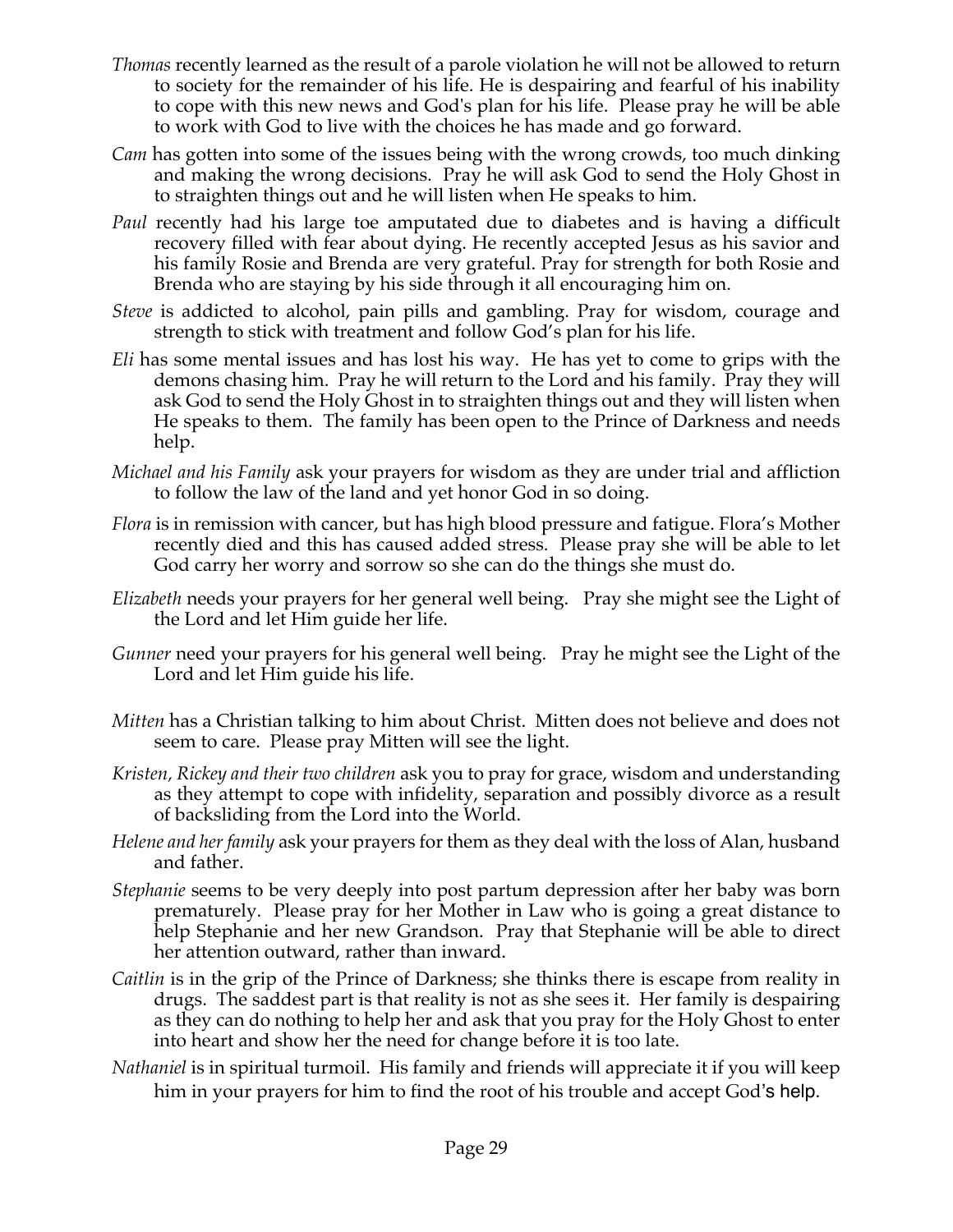*Thomas* recently learned as the result of a parole violation he will not be allowed to return to society for the remainder of his life. He is despairing and fearful of his inability to cope with this new news and God's plan for his life. Please pray he will be able to work with God to live with the choices he has made and go forward.

*Cam* has gotten into some of the issues being with the wrong crowds, too much dinking and making the wrong decisions. Pray he will ask God to send the Holy Ghost in to straighten things out and he will listen when He speaks to him.

*Paul* recently had his large toe amputated due to diabetes and is having a difficult recovery filled with fear about dying. He recently accepted Jesus as his savior and his family Rosie and Brenda are very grateful. Pray for strength for both Rosie and Brenda who are staying by his side through it all encouraging him on.

*Steve* is addicted to alcohol, pain pills and gambling. Pray for wisdom, courage and strength to stick with treatment and follow God's plan for his life.

*Eli* has some mental issues and has lost his way. He has yet to come to grips with the demons chasing him. Pray he will return to the Lord and his family. Pray they will ask God to send the Holy Ghost in to straighten things out and they will listen when He speaks to them. The family has been open to the Prince of Darkness and needs help.

*Michael and his Family* ask your prayers for wisdom as they are under trial and affliction to follow the law of the land and yet honor God in so doing.

*Flora* is in remission with cancer, but has high blood pressure and fatigue. Flora's Mother recently died and this has caused added stress. Please pray she will be able to let God carry her worry and sorrow so she can do the things she must do.

*Elizabeth* needs your prayers for her general well being. Pray she might see the Light of the Lord and let Him guide her life.

*Gunner* need your prayers for his general well being. Pray he might see the Light of the Lord and let Him guide his life.

*Mitten* has a Christian talking to him about Christ. Mitten does not believe and does not seem to care. Please pray Mitten will see the light.

*Kristen, Rickey and their two children* ask you to pray for grace, wisdom and understanding as they attempt to cope with infidelity, separation and possibly divorce as a result of backsliding from the Lord into the World.

*Helene and her family* ask your prayers for them as they deal with the loss of Alan, husband and father.

*Stephanie* seems to be very deeply into post partum depression after her baby was born prematurely. Please pray for her Mother in Law who is going a great distance to help Stephanie and her new Grandson. Pray that Stephanie will be able to direct her attention outward, rather than inward.

*Caitlin* is in the grip of the Prince of Darkness; she thinks there is escape from reality in drugs. The saddest part is that reality is not as she sees it. Her family is despairing as they can do nothing to help her and ask that you pray for the Holy Ghost to enter into heart and show her the need for change before it is too late.

*Nathaniel* is in spiritual turmoil. His family and friends will appreciate it if you will keep him in your prayers for him to find the root of his trouble and accept God's help.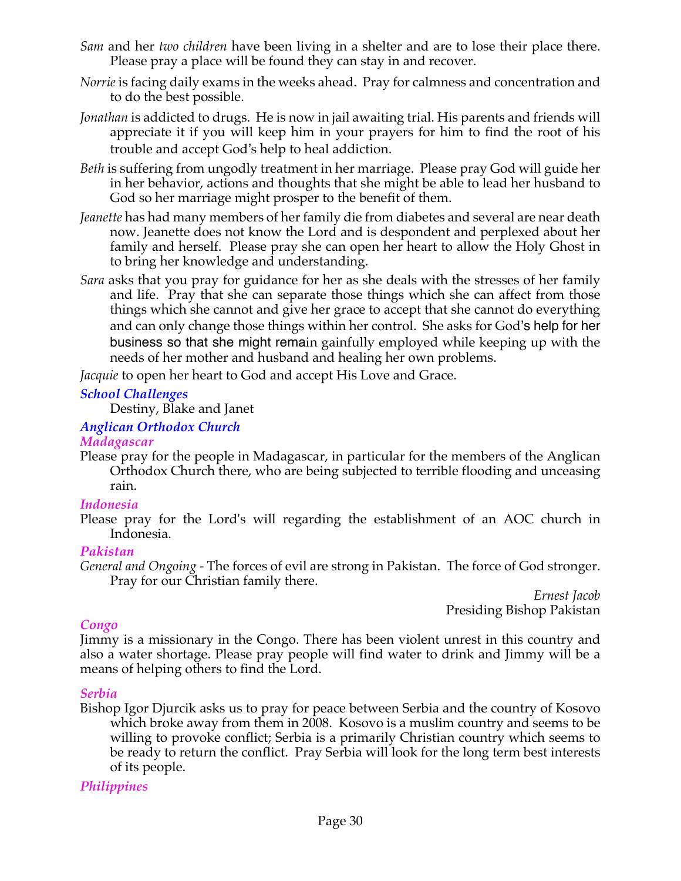*Sam* and her *two children* have been living in a shelter and are to lose their place there. Please pray a place will be found they can stay in and recover.

*Norrie* is facing daily exams in the weeks ahead. Pray for calmness and concentration and to do the best possible.

*Jonathan* is addicted to drugs. He is now in jail awaiting trial. His parents and friends will appreciate it if you will keep him in your prayers for him to find the root of his trouble and accept God's help to heal addiction.

*Beth* is suffering from ungodly treatment in her marriage. Please pray God will guide her in her behavior, actions and thoughts that she might be able to lead her husband to God so her marriage might prosper to the benefit of them.

*Jeanette* has had many members of her family die from diabetes and several are near death now. Jeanette does not know the Lord and is despondent and perplexed about her family and herself. Please pray she can open her heart to allow the Holy Ghost in to bring her knowledge and understanding.

*Sara* asks that you pray for guidance for her as she deals with the stresses of her family and life. Pray that she can separate those things which she can affect from those things which she cannot and give her grace to accept that she cannot do everything and can only change those things within her control. She asks for God's help for her business so that she might remain gainfully employed while keeping up with the needs of her mother and husband and healing her own problems.

*Jacquie* to open her heart to God and accept His Love and Grace.

### *School Challenges*

Destiny, Blake and Janet

### *Anglican Orthodox Church*

#### *Madagascar*

Please pray for the people in Madagascar, in particular for the members of the Anglican Orthodox Church there, who are being subjected to terrible flooding and unceasing rain.

#### *Indonesia*

Please pray for the Lord's will regarding the establishment of an AOC church in Indonesia.

#### *Pakistan*

*General and Ongoing* - The forces of evil are strong in Pakistan. The force of God stronger. Pray for our Christian family there.

*Ernest Jacob*
Presiding Bishop Pakistan

#### *Congo*

Jimmy is a missionary in the Congo. There has been violent unrest in this country and also a water shortage. Please pray people will find water to drink and Jimmy will be a means of helping others to find the Lord.

#### *Serbia*

Bishop Igor Djurcik asks us to pray for peace between Serbia and the country of Kosovo which broke away from them in 2008. Kosovo is a muslim country and seems to be willing to provoke conflict; Serbia is a primarily Christian country which seems to be ready to return the conflict. Pray Serbia will look for the long term best interests of its people.

#### *Philippines*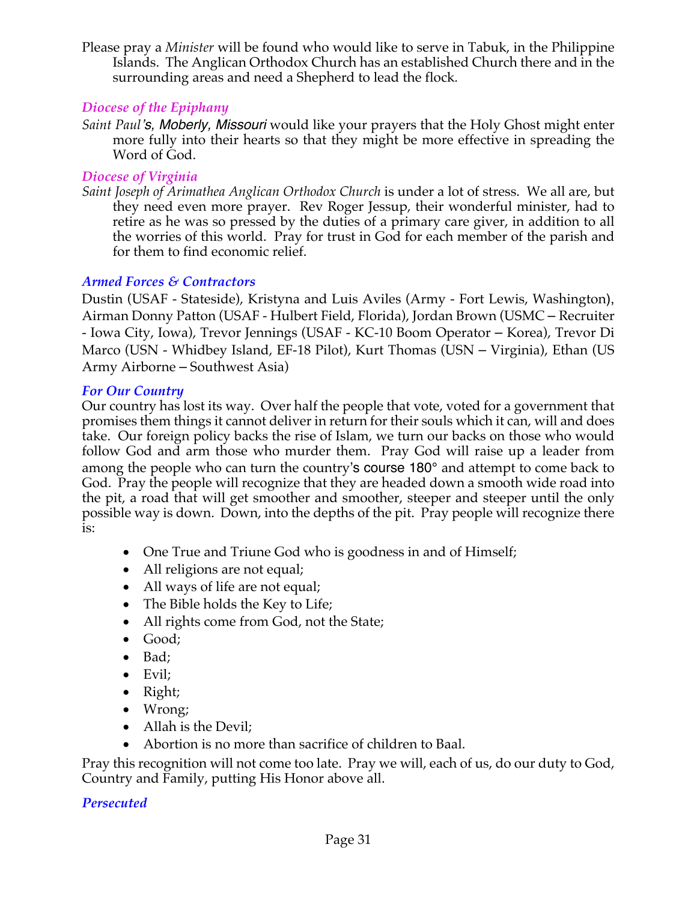Please pray a *Minister* will be found who would like to serve in Tabuk, in the Philippine Islands. The Anglican Orthodox Church has an established Church there and in the surrounding areas and need a Shepherd to lead the flock.

### *Diocese of the Epiphany*

*Saint Paul's, Moberly, Missouri* would like your prayers that the Holy Ghost might enter more fully into their hearts so that they might be more effective in spreading the Word of God.

### *Diocese of Virginia*

*Saint Joseph of Arimathea Anglican Orthodox Church* is under a lot of stress. We all are, but they need even more prayer. Rev Roger Jessup, their wonderful minister, had to retire as he was so pressed by the duties of a primary care giver, in addition to all the worries of this world. Pray for trust in God for each member of the parish and for them to find economic relief.

### *Armed Forces & Contractors*

Dustin (USAF - Stateside), Kristyna and Luis Aviles (Army - Fort Lewis, Washington), Airman Donny Patton (USAF - Hulbert Field, Florida), Jordan Brown (USMC – Recruiter - Iowa City, Iowa), Trevor Jennings (USAF - KC-10 Boom Operator – Korea), Trevor Di Marco (USN - Whidbey Island, EF-18 Pilot), Kurt Thomas (USN – Virginia), Ethan (US Army Airborne – Southwest Asia)

### *For Our Country*

Our country has lost its way. Over half the people that vote, voted for a government that promises them things it cannot deliver in return for their souls which it can, will and does take. Our foreign policy backs the rise of Islam, we turn our backs on those who would follow God and arm those who murder them. Pray God will raise up a leader from among the people who can turn the country's course 180° and attempt to come back to God. Pray the people will recognize that they are headed down a smooth wide road into the pit, a road that will get smoother and smoother, steeper and steeper until the only possible way is down. Down, into the depths of the pit. Pray people will recognize there is:

- One True and Triune God who is goodness in and of Himself;
- All religions are not equal;
- All ways of life are not equal;
- The Bible holds the Key to Life;
- All rights come from God, not the State;
- Good;
- Bad;
- Evil;
- Right;
- Wrong;
- Allah is the Devil;
- Abortion is no more than sacrifice of children to Baal.

Pray this recognition will not come too late. Pray we will, each of us, do our duty to God, Country and Family, putting His Honor above all.

### *Persecuted*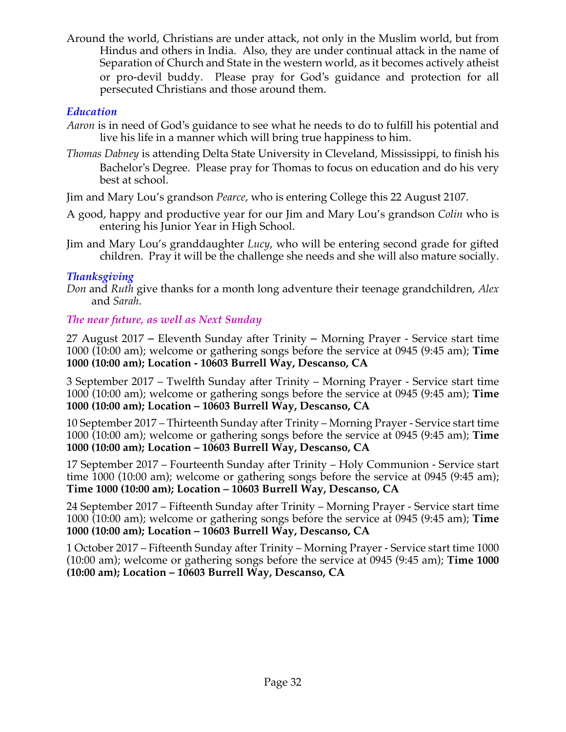Around the world, Christians are under attack, not only in the Muslim world, but from Hindus and others in India. Also, they are under continual attack in the name of Separation of Church and State in the western world, as it becomes actively atheist or pro-devil buddy. Please pray for God's guidance and protection for all persecuted Christians and those around them.

### *Education*

*Aaron* is in need of God's guidance to see what he needs to do to fulfill his potential and live his life in a manner which will bring true happiness to him.

*Thomas Dabney* is attending Delta State University in Cleveland, Mississippi, to finish his Bachelor's Degree. Please pray for Thomas to focus on education and do his very best at school.

Jim and Mary Lou's grandson *Pearce*, who is entering College this 22 August 2107.

A good, happy and productive year for our Jim and Mary Lou's grandson *Colin* who is entering his Junior Year in High School.

Jim and Mary Lou's granddaughter *Lucy*, who will be entering second grade for gifted children. Pray it will be the challenge she needs and she will also mature socially.

### *Thanksgiving*

*Don* and *Ruth* give thanks for a month long adventure their teenage grandchildren, *Alex* and *Sarah*.

### *The near future, as well as Next Sunday*

27 August 2017 – Eleventh Sunday after Trinity – Morning Prayer - Service start time 1000 (10:00 am); welcome or gathering songs before the service at 0945 (9:45 am); **Time 1000 (10:00 am); Location - 10603 Burrell Way, Descanso, CA**

3 September 2017 – Twelfth Sunday after Trinity – Morning Prayer - Service start time 1000 (10:00 am); welcome or gathering songs before the service at 0945 (9:45 am); **Time 1000 (10:00 am); Location – 10603 Burrell Way, Descanso, CA**

10 September 2017 – Thirteenth Sunday after Trinity – Morning Prayer - Service start time 1000 (10:00 am); welcome or gathering songs before the service at 0945 (9:45 am); **Time 1000 (10:00 am); Location – 10603 Burrell Way, Descanso, CA**

17 September 2017 – Fourteenth Sunday after Trinity – Holy Communion - Service start time 1000 (10:00 am); welcome or gathering songs before the service at 0945 (9:45 am); **Time 1000 (10:00 am); Location – 10603 Burrell Way, Descanso, CA**

24 September 2017 – Fifteenth Sunday after Trinity – Morning Prayer - Service start time 1000 (10:00 am); welcome or gathering songs before the service at 0945 (9:45 am); **Time 1000 (10:00 am); Location – 10603 Burrell Way, Descanso, CA**

1 October 2017 – Fifteenth Sunday after Trinity – Morning Prayer - Service start time 1000 (10:00 am); welcome or gathering songs before the service at 0945 (9:45 am); **Time 1000 (10:00 am); Location – 10603 Burrell Way, Descanso, CA**